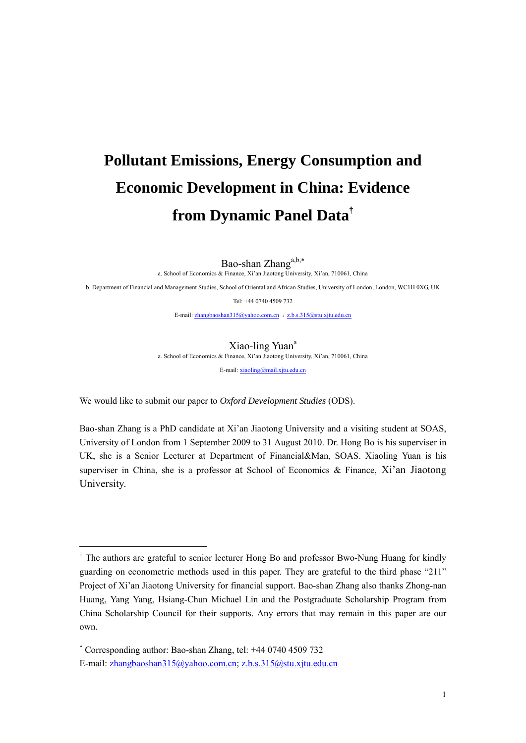# Pollutant Emissions, Energy Consumption and Economic Development in China: Evidence from Dynamic Panel Data[†]

Bao-shan Zhang[a,b,*]

a. School of Economics & Finance, Xi'an Jiaotong University, Xi'an, 710061, China

b. Department of Financial and Management Studies, School of Oriental and African Studies, University of London, London, WC1H 0XG, UK

Tel: +44 0740 4509 732

E-mail: zhangbaoshan315@yahoo.com.cn ; z.b.s.315@stu.xjtu.edu.cn

Xiao-ling Yuan[a]

a. School of Economics & Finance, Xi'an Jiaotong University, Xi'an, 710061, China

E-mail: xiaoling@mail.xjtu.edu.cn

We would like to submit our paper to *Oxford Development Studies* (ODS).

Bao-shan Zhang is a PhD candidate at Xi'an Jiaotong University and a visiting student at SOAS, University of London from 1 September 2009 to 31 August 2010. Dr. Hong Bo is his superviser in UK, she is a Senior Lecturer at Department of Financial&Man, SOAS. Xiaoling Yuan is his superviser in China, she is a professor at School of Economics & Finance, Xi'an Jiaotong University.

---

[†] The authors are grateful to senior lecturer Hong Bo and professor Bwo-Nung Huang for kindly guarding on econometric methods used in this paper. They are grateful to the third phase "211" Project of Xi'an Jiaotong University for financial support. Bao-shan Zhang also thanks Zhong-nan Huang, Yang Yang, Hsiang-Chun Michael Lin and the Postgraduate Scholarship Program from China Scholarship Council for their supports. Any errors that may remain in this paper are our own.

[*] Corresponding author: Bao-shan Zhang, tel: +44 0740 4509 732
E-mail: zhangbaoshan315@yahoo.com.cn; z.b.s.315@stu.xjtu.edu.cn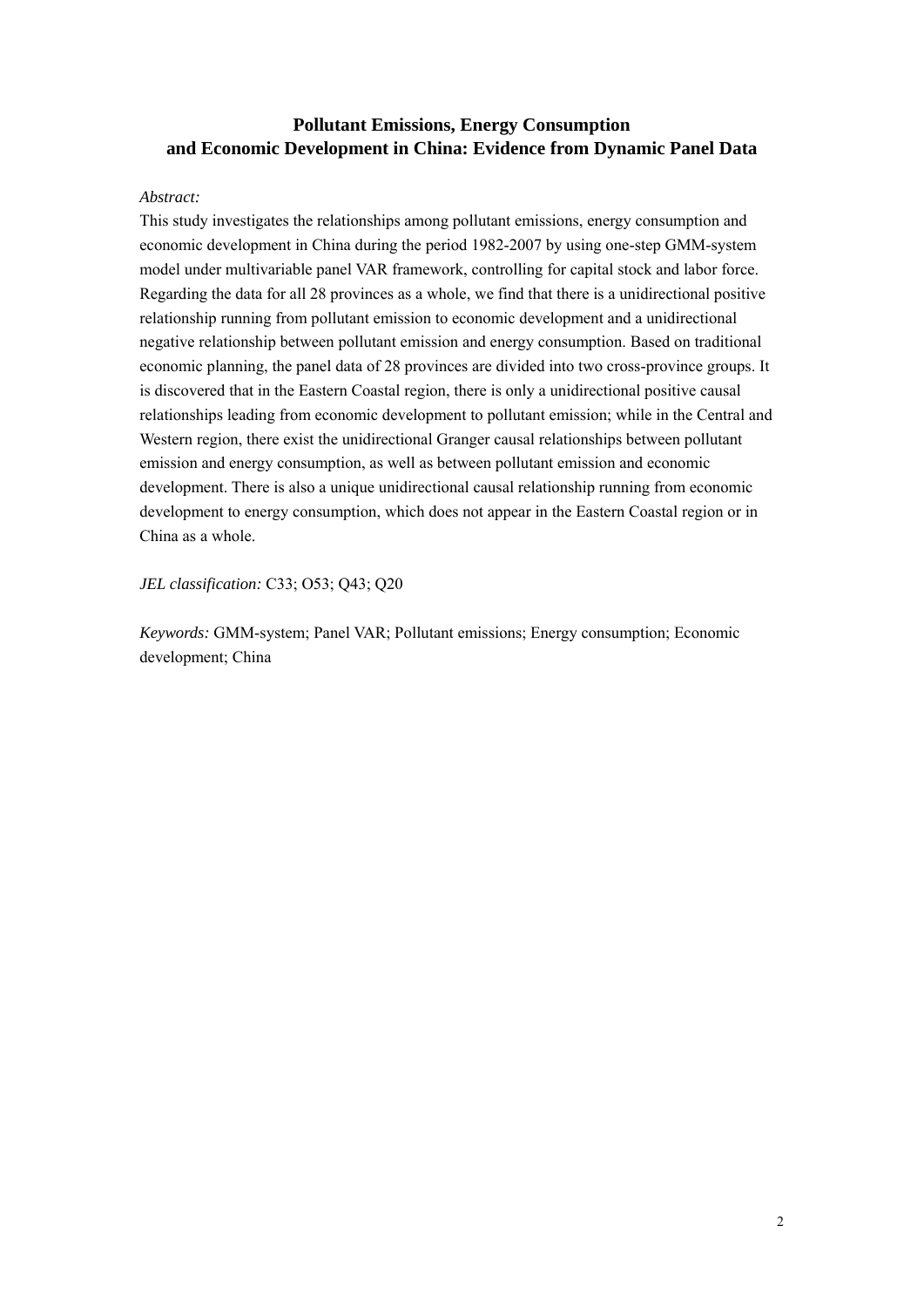# Pollutant Emissions, Energy Consumption and Economic Development in China: Evidence from Dynamic Panel Data

*Abstract:*

This study investigates the relationships among pollutant emissions, energy consumption and economic development in China during the period 1982-2007 by using one-step GMM-system model under multivariable panel VAR framework, controlling for capital stock and labor force. Regarding the data for all 28 provinces as a whole, we find that there is a unidirectional positive relationship running from pollutant emission to economic development and a unidirectional negative relationship between pollutant emission and energy consumption. Based on traditional economic planning, the panel data of 28 provinces are divided into two cross-province groups. It is discovered that in the Eastern Coastal region, there is only a unidirectional positive causal relationships leading from economic development to pollutant emission; while in the Central and Western region, there exist the unidirectional Granger causal relationships between pollutant emission and energy consumption, as well as between pollutant emission and economic development. There is also a unique unidirectional causal relationship running from economic development to energy consumption, which does not appear in the Eastern Coastal region or in China as a whole.

*JEL classification:* C33; O53; Q43; Q20

*Keywords:* GMM-system; Panel VAR; Pollutant emissions; Energy consumption; Economic development; China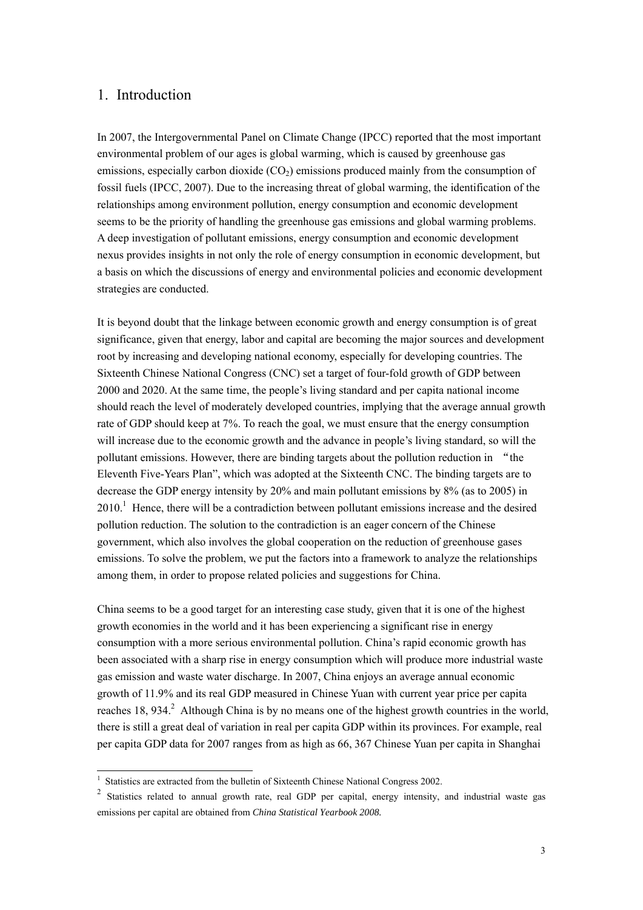## 1. Introduction

In 2007, the Intergovernmental Panel on Climate Change (IPCC) reported that the most important environmental problem of our ages is global warming, which is caused by greenhouse gas emissions, especially carbon dioxide ($CO_2$) emissions produced mainly from the consumption of fossil fuels (IPCC, 2007). Due to the increasing threat of global warming, the identification of the relationships among environment pollution, energy consumption and economic development seems to be the priority of handling the greenhouse gas emissions and global warming problems. A deep investigation of pollutant emissions, energy consumption and economic development nexus provides insights in not only the role of energy consumption in economic development, but a basis on which the discussions of energy and environmental policies and economic development strategies are conducted.

It is beyond doubt that the linkage between economic growth and energy consumption is of great significance, given that energy, labor and capital are becoming the major sources and development root by increasing and developing national economy, especially for developing countries. The Sixteenth Chinese National Congress (CNC) set a target of four-fold growth of GDP between 2000 and 2020. At the same time, the people's living standard and per capita national income should reach the level of moderately developed countries, implying that the average annual growth rate of GDP should keep at 7%. To reach the goal, we must ensure that the energy consumption will increase due to the economic growth and the advance in people's living standard, so will the pollutant emissions. However, there are binding targets about the pollution reduction in "the Eleventh Five-Years Plan", which was adopted at the Sixteenth CNC. The binding targets are to decrease the GDP energy intensity by 20% and main pollutant emissions by 8% (as to 2005) in 2010.[1] Hence, there will be a contradiction between pollutant emissions increase and the desired pollution reduction. The solution to the contradiction is an eager concern of the Chinese government, which also involves the global cooperation on the reduction of greenhouse gases emissions. To solve the problem, we put the factors into a framework to analyze the relationships among them, in order to propose related policies and suggestions for China.

China seems to be a good target for an interesting case study, given that it is one of the highest growth economies in the world and it has been experiencing a significant rise in energy consumption with a more serious environmental pollution. China's rapid economic growth has been associated with a sharp rise in energy consumption which will produce more industrial waste gas emission and waste water discharge. In 2007, China enjoys an average annual economic growth of 11.9% and its real GDP measured in Chinese Yuan with current year price per capita reaches 18, 934.[2] Although China is by no means one of the highest growth countries in the world, there is still a great deal of variation in real per capita GDP within its provinces. For example, real per capita GDP data for 2007 ranges from as high as 66, 367 Chinese Yuan per capita in Shanghai

---

[1] Statistics are extracted from the bulletin of Sixteenth Chinese National Congress 2002.

[2] Statistics related to annual growth rate, real GDP per capital, energy intensity, and industrial waste gas emissions per capital are obtained from *China Statistical Yearbook 2008.*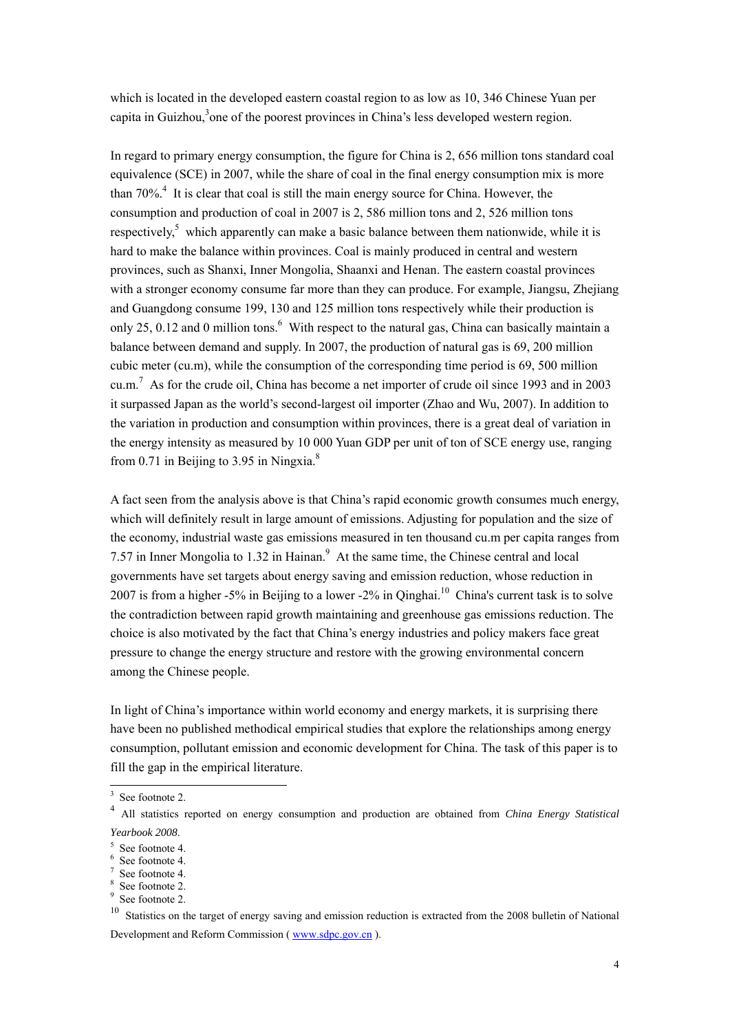which is located in the developed eastern coastal region to as low as 10, 346 Chinese Yuan per capita in Guizhou,[3] one of the poorest provinces in China's less developed western region.

In regard to primary energy consumption, the figure for China is 2, 656 million tons standard coal equivalence (SCE) in 2007, while the share of coal in the final energy consumption mix is more than 70%.[4] It is clear that coal is still the main energy source for China. However, the consumption and production of coal in 2007 is 2, 586 million tons and 2, 526 million tons respectively,[5] which apparently can make a basic balance between them nationwide, while it is hard to make the balance within provinces. Coal is mainly produced in central and western provinces, such as Shanxi, Inner Mongolia, Shaanxi and Henan. The eastern coastal provinces with a stronger economy consume far more than they can produce. For example, Jiangsu, Zhejiang and Guangdong consume 199, 130 and 125 million tons respectively while their production is only 25, 0.12 and 0 million tons.[6] With respect to the natural gas, China can basically maintain a balance between demand and supply. In 2007, the production of natural gas is 69, 200 million cubic meter (cu.m), while the consumption of the corresponding time period is 69, 500 million cu.m.[7] As for the crude oil, China has become a net importer of crude oil since 1993 and in 2003 it surpassed Japan as the world's second-largest oil importer (Zhao and Wu, 2007). In addition to the variation in production and consumption within provinces, there is a great deal of variation in the energy intensity as measured by 10 000 Yuan GDP per unit of ton of SCE energy use, ranging from 0.71 in Beijing to 3.95 in Ningxia.[8]

A fact seen from the analysis above is that China's rapid economic growth consumes much energy, which will definitely result in large amount of emissions. Adjusting for population and the size of the economy, industrial waste gas emissions measured in ten thousand cu.m per capita ranges from 7.57 in Inner Mongolia to 1.32 in Hainan.[9] At the same time, the Chinese central and local governments have set targets about energy saving and emission reduction, whose reduction in 2007 is from a higher -5% in Beijing to a lower -2% in Qinghai.[10] China's current task is to solve the contradiction between rapid growth maintaining and greenhouse gas emissions reduction. The choice is also motivated by the fact that China's energy industries and policy makers face great pressure to change the energy structure and restore with the growing environmental concern among the Chinese people.

In light of China's importance within world economy and energy markets, it is surprising there have been no published methodical empirical studies that explore the relationships among energy consumption, pollutant emission and economic development for China. The task of this paper is to fill the gap in the empirical literature.

---

[3] See footnote 2.

[4] All statistics reported on energy consumption and production are obtained from *China Energy Statistical Yearbook 2008*.

[5] See footnote 4.

[6] See footnote 4.

[7] See footnote 4.

[8] See footnote 2.

[9] See footnote 2.

[10] Statistics on the target of energy saving and emission reduction is extracted from the 2008 bulletin of National Development and Reform Commission ( www.sdpc.gov.cn ).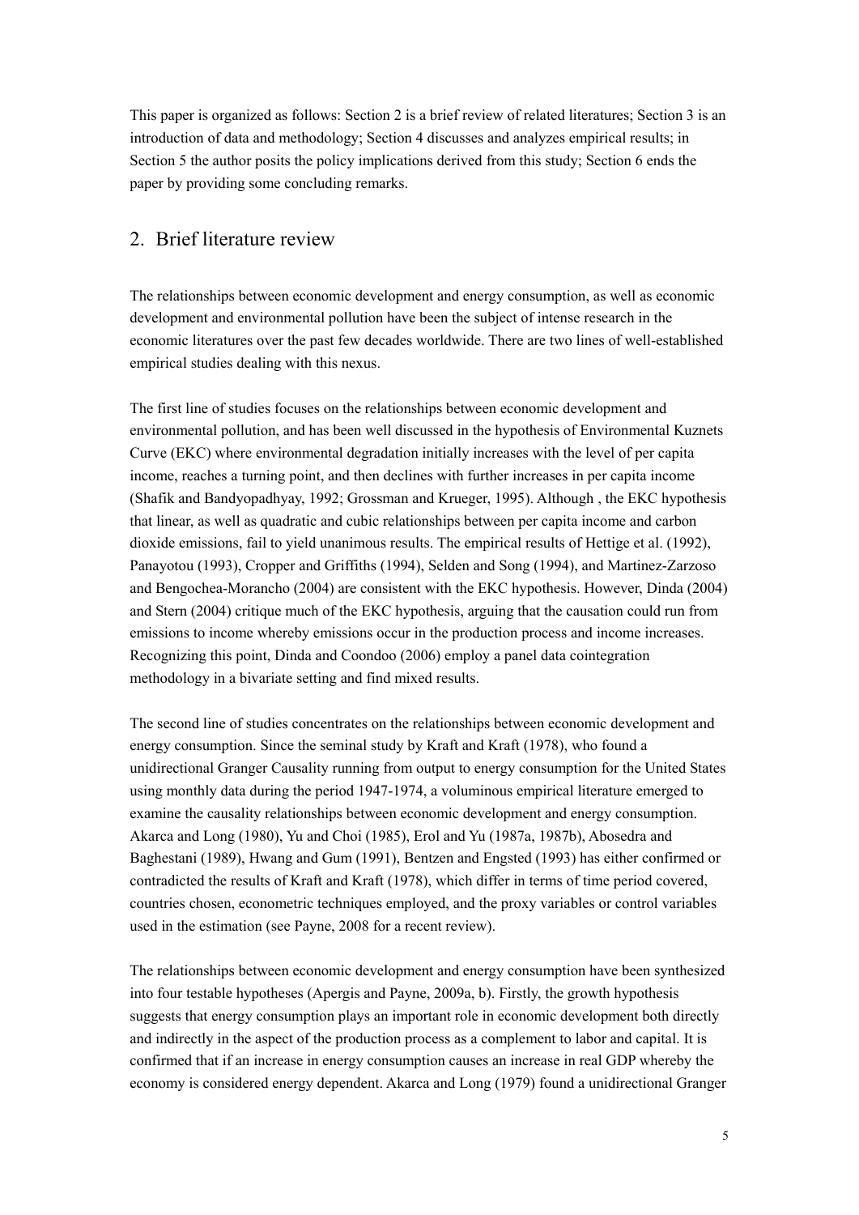This paper is organized as follows: Section 2 is a brief review of related literatures; Section 3 is an introduction of data and methodology; Section 4 discusses and analyzes empirical results; in Section 5 the author posits the policy implications derived from this study; Section 6 ends the paper by providing some concluding remarks.

## 2. Brief literature review

The relationships between economic development and energy consumption, as well as economic development and environmental pollution have been the subject of intense research in the economic literatures over the past few decades worldwide. There are two lines of well-established empirical studies dealing with this nexus.

The first line of studies focuses on the relationships between economic development and environmental pollution, and has been well discussed in the hypothesis of Environmental Kuznets Curve (EKC) where environmental degradation initially increases with the level of per capita income, reaches a turning point, and then declines with further increases in per capita income (Shafik and Bandyopadhyay, 1992; Grossman and Krueger, 1995). Although , the EKC hypothesis that linear, as well as quadratic and cubic relationships between per capita income and carbon dioxide emissions, fail to yield unanimous results. The empirical results of Hettige et al. (1992), Panayotou (1993), Cropper and Griffiths (1994), Selden and Song (1994), and Martinez-Zarzoso and Bengochea-Morancho (2004) are consistent with the EKC hypothesis. However, Dinda (2004) and Stern (2004) critique much of the EKC hypothesis, arguing that the causation could run from emissions to income whereby emissions occur in the production process and income increases. Recognizing this point, Dinda and Coondoo (2006) employ a panel data cointegration methodology in a bivariate setting and find mixed results.

The second line of studies concentrates on the relationships between economic development and energy consumption. Since the seminal study by Kraft and Kraft (1978), who found a unidirectional Granger Causality running from output to energy consumption for the United States using monthly data during the period 1947-1974, a voluminous empirical literature emerged to examine the causality relationships between economic development and energy consumption. Akarca and Long (1980), Yu and Choi (1985), Erol and Yu (1987a, 1987b), Abosedra and Baghestani (1989), Hwang and Gum (1991), Bentzen and Engsted (1993) has either confirmed or contradicted the results of Kraft and Kraft (1978), which differ in terms of time period covered, countries chosen, econometric techniques employed, and the proxy variables or control variables used in the estimation (see Payne, 2008 for a recent review).

The relationships between economic development and energy consumption have been synthesized into four testable hypotheses (Apergis and Payne, 2009a, b). Firstly, the growth hypothesis suggests that energy consumption plays an important role in economic development both directly and indirectly in the aspect of the production process as a complement to labor and capital. It is confirmed that if an increase in energy consumption causes an increase in real GDP whereby the economy is considered energy dependent. Akarca and Long (1979) found a unidirectional Granger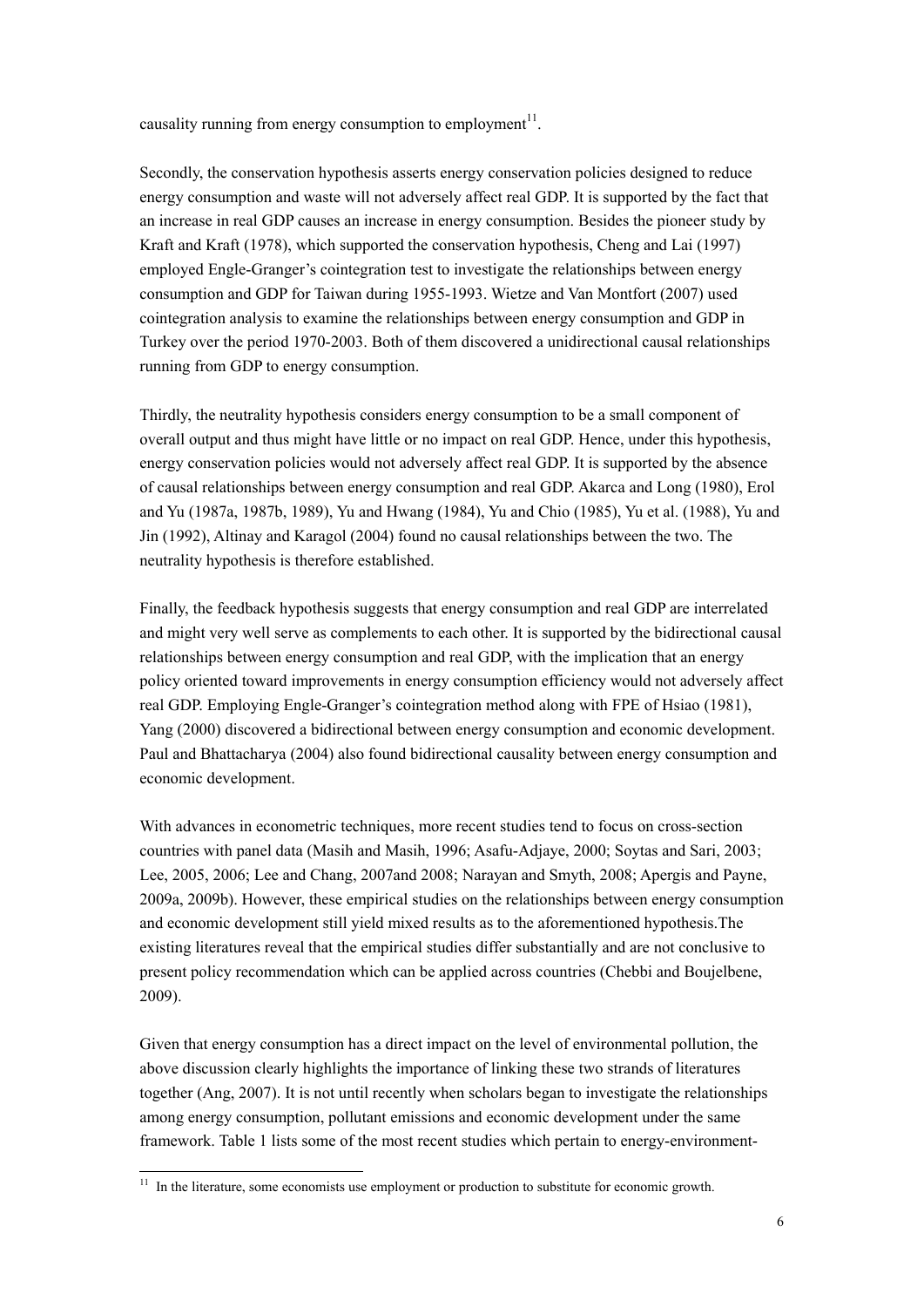causality running from energy consumption to employment[11].

Secondly, the conservation hypothesis asserts energy conservation policies designed to reduce energy consumption and waste will not adversely affect real GDP. It is supported by the fact that an increase in real GDP causes an increase in energy consumption. Besides the pioneer study by Kraft and Kraft (1978), which supported the conservation hypothesis, Cheng and Lai (1997) employed Engle-Granger's cointegration test to investigate the relationships between energy consumption and GDP for Taiwan during 1955-1993. Wietze and Van Montfort (2007) used cointegration analysis to examine the relationships between energy consumption and GDP in Turkey over the period 1970-2003. Both of them discovered a unidirectional causal relationships running from GDP to energy consumption.

Thirdly, the neutrality hypothesis considers energy consumption to be a small component of overall output and thus might have little or no impact on real GDP. Hence, under this hypothesis, energy conservation policies would not adversely affect real GDP. It is supported by the absence of causal relationships between energy consumption and real GDP. Akarca and Long (1980), Erol and Yu (1987a, 1987b, 1989), Yu and Hwang (1984), Yu and Chio (1985), Yu et al. (1988), Yu and Jin (1992), Altinay and Karagol (2004) found no causal relationships between the two. The neutrality hypothesis is therefore established.

Finally, the feedback hypothesis suggests that energy consumption and real GDP are interrelated and might very well serve as complements to each other. It is supported by the bidirectional causal relationships between energy consumption and real GDP, with the implication that an energy policy oriented toward improvements in energy consumption efficiency would not adversely affect real GDP. Employing Engle-Granger's cointegration method along with FPE of Hsiao (1981), Yang (2000) discovered a bidirectional between energy consumption and economic development. Paul and Bhattacharya (2004) also found bidirectional causality between energy consumption and economic development.

With advances in econometric techniques, more recent studies tend to focus on cross-section countries with panel data (Masih and Masih, 1996; Asafu-Adjaye, 2000; Soytas and Sari, 2003; Lee, 2005, 2006; Lee and Chang, 2007and 2008; Narayan and Smyth, 2008; Apergis and Payne, 2009a, 2009b). However, these empirical studies on the relationships between energy consumption and economic development still yield mixed results as to the aforementioned hypothesis.The existing literatures reveal that the empirical studies differ substantially and are not conclusive to present policy recommendation which can be applied across countries (Chebbi and Boujelbene, 2009).

Given that energy consumption has a direct impact on the level of environmental pollution, the above discussion clearly highlights the importance of linking these two strands of literatures together (Ang, 2007). It is not until recently when scholars began to investigate the relationships among energy consumption, pollutant emissions and economic development under the same framework. Table 1 lists some of the most recent studies which pertain to energy-environment-

[11] In the literature, some economists use employment or production to substitute for economic growth.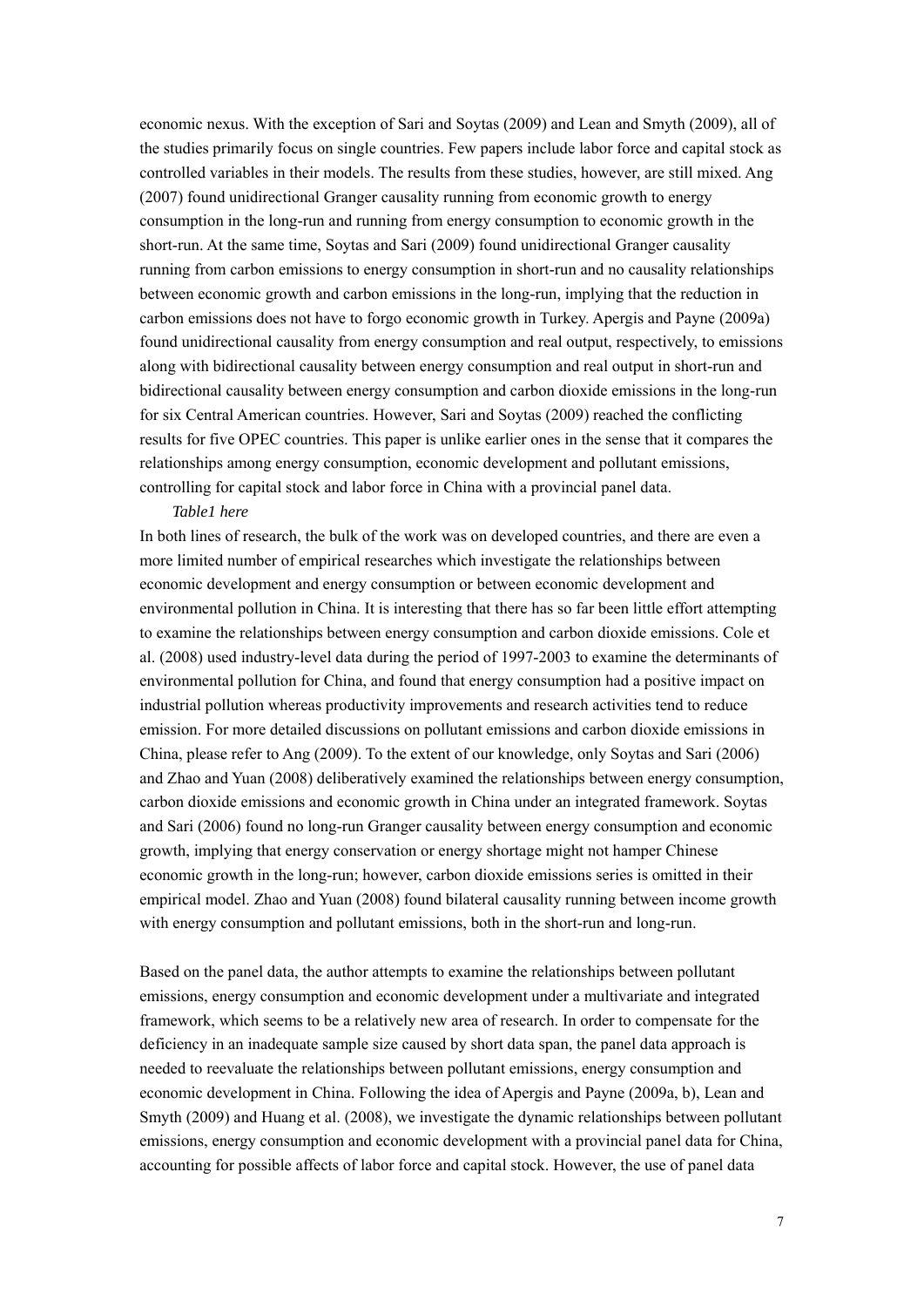economic nexus. With the exception of Sari and Soytas (2009) and Lean and Smyth (2009), all of the studies primarily focus on single countries. Few papers include labor force and capital stock as controlled variables in their models. The results from these studies, however, are still mixed. Ang (2007) found unidirectional Granger causality running from economic growth to energy consumption in the long-run and running from energy consumption to economic growth in the short-run. At the same time, Soytas and Sari (2009) found unidirectional Granger causality running from carbon emissions to energy consumption in short-run and no causality relationships between economic growth and carbon emissions in the long-run, implying that the reduction in carbon emissions does not have to forgo economic growth in Turkey. Apergis and Payne (2009a) found unidirectional causality from energy consumption and real output, respectively, to emissions along with bidirectional causality between energy consumption and real output in short-run and bidirectional causality between energy consumption and carbon dioxide emissions in the long-run for six Central American countries. However, Sari and Soytas (2009) reached the conflicting results for five OPEC countries. This paper is unlike earlier ones in the sense that it compares the relationships among energy consumption, economic development and pollutant emissions, controlling for capital stock and labor force in China with a provincial panel data.

*Table1 here*

In both lines of research, the bulk of the work was on developed countries, and there are even a more limited number of empirical researches which investigate the relationships between economic development and energy consumption or between economic development and environmental pollution in China. It is interesting that there has so far been little effort attempting to examine the relationships between energy consumption and carbon dioxide emissions. Cole et al. (2008) used industry-level data during the period of 1997-2003 to examine the determinants of environmental pollution for China, and found that energy consumption had a positive impact on industrial pollution whereas productivity improvements and research activities tend to reduce emission. For more detailed discussions on pollutant emissions and carbon dioxide emissions in China, please refer to Ang (2009). To the extent of our knowledge, only Soytas and Sari (2006) and Zhao and Yuan (2008) deliberatively examined the relationships between energy consumption, carbon dioxide emissions and economic growth in China under an integrated framework. Soytas and Sari (2006) found no long-run Granger causality between energy consumption and economic growth, implying that energy conservation or energy shortage might not hamper Chinese economic growth in the long-run; however, carbon dioxide emissions series is omitted in their empirical model. Zhao and Yuan (2008) found bilateral causality running between income growth with energy consumption and pollutant emissions, both in the short-run and long-run.

Based on the panel data, the author attempts to examine the relationships between pollutant emissions, energy consumption and economic development under a multivariate and integrated framework, which seems to be a relatively new area of research. In order to compensate for the deficiency in an inadequate sample size caused by short data span, the panel data approach is needed to reevaluate the relationships between pollutant emissions, energy consumption and economic development in China. Following the idea of Apergis and Payne (2009a, b), Lean and Smyth (2009) and Huang et al. (2008), we investigate the dynamic relationships between pollutant emissions, energy consumption and economic development with a provincial panel data for China, accounting for possible affects of labor force and capital stock. However, the use of panel data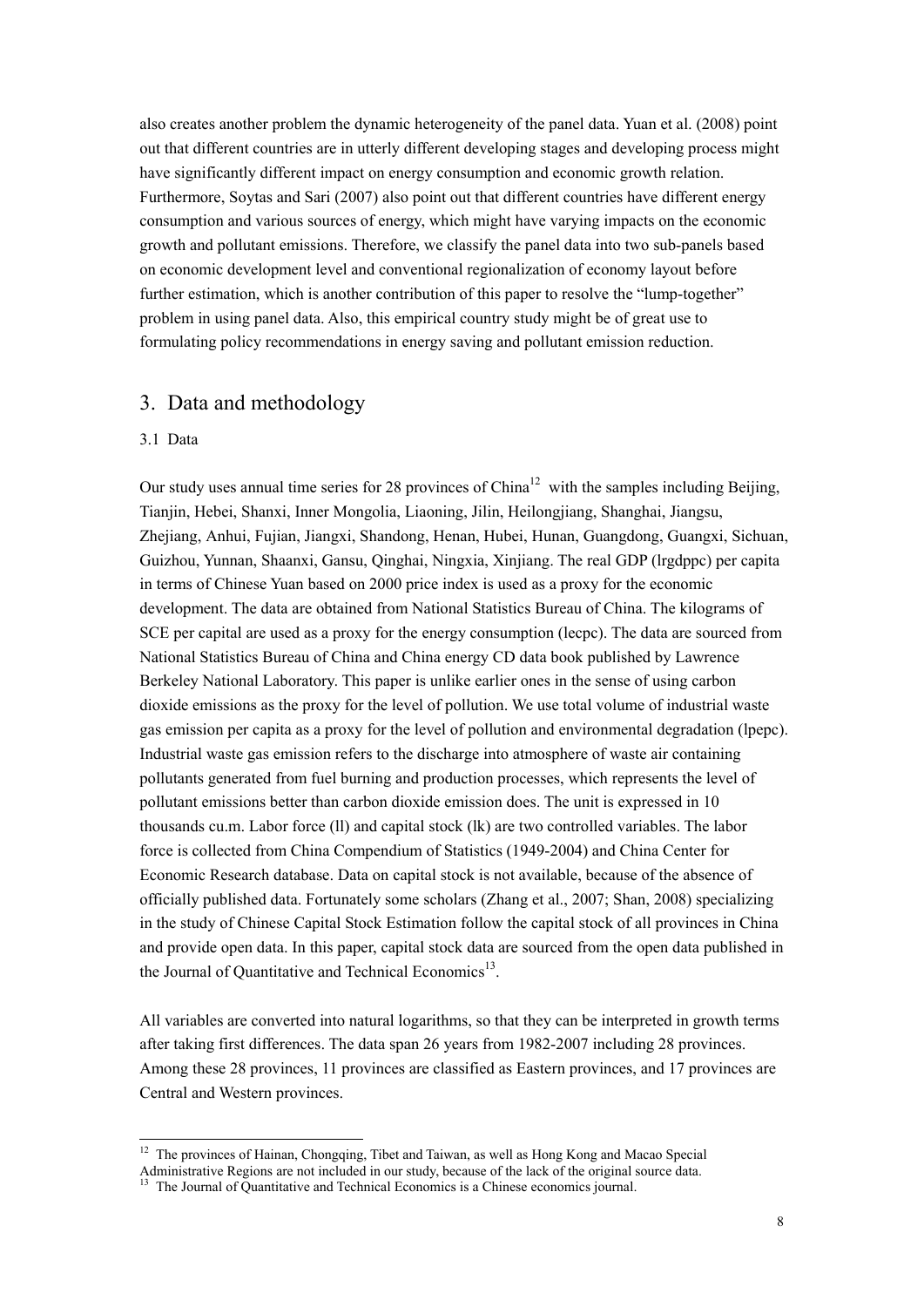also creates another problem the dynamic heterogeneity of the panel data. Yuan et al. (2008) point out that different countries are in utterly different developing stages and developing process might have significantly different impact on energy consumption and economic growth relation. Furthermore, Soytas and Sari (2007) also point out that different countries have different energy consumption and various sources of energy, which might have varying impacts on the economic growth and pollutant emissions. Therefore, we classify the panel data into two sub-panels based on economic development level and conventional regionalization of economy layout before further estimation, which is another contribution of this paper to resolve the "lump-together" problem in using panel data. Also, this empirical country study might be of great use to formulating policy recommendations in energy saving and pollutant emission reduction.

## 3. Data and methodology

### 3.1 Data

Our study uses annual time series for 28 provinces of China[12] with the samples including Beijing, Tianjin, Hebei, Shanxi, Inner Mongolia, Liaoning, Jilin, Heilongjiang, Shanghai, Jiangsu, Zhejiang, Anhui, Fujian, Jiangxi, Shandong, Henan, Hubei, Hunan, Guangdong, Guangxi, Sichuan, Guizhou, Yunnan, Shaanxi, Gansu, Qinghai, Ningxia, Xinjiang. The real GDP (lrgdppc) per capita in terms of Chinese Yuan based on 2000 price index is used as a proxy for the economic development. The data are obtained from National Statistics Bureau of China. The kilograms of SCE per capital are used as a proxy for the energy consumption (lecpc). The data are sourced from National Statistics Bureau of China and China energy CD data book published by Lawrence Berkeley National Laboratory. This paper is unlike earlier ones in the sense of using carbon dioxide emissions as the proxy for the level of pollution. We use total volume of industrial waste gas emission per capita as a proxy for the level of pollution and environmental degradation (lpepc). Industrial waste gas emission refers to the discharge into atmosphere of waste air containing pollutants generated from fuel burning and production processes, which represents the level of pollutant emissions better than carbon dioxide emission does. The unit is expressed in 10 thousands cu.m. Labor force (ll) and capital stock (lk) are two controlled variables. The labor force is collected from China Compendium of Statistics (1949-2004) and China Center for Economic Research database. Data on capital stock is not available, because of the absence of officially published data. Fortunately some scholars (Zhang et al., 2007; Shan, 2008) specializing in the study of Chinese Capital Stock Estimation follow the capital stock of all provinces in China and provide open data. In this paper, capital stock data are sourced from the open data published in the Journal of Quantitative and Technical Economics[13].

All variables are converted into natural logarithms, so that they can be interpreted in growth terms after taking first differences. The data span 26 years from 1982-2007 including 28 provinces. Among these 28 provinces, 11 provinces are classified as Eastern provinces, and 17 provinces are Central and Western provinces.

---

[12] The provinces of Hainan, Chongqing, Tibet and Taiwan, as well as Hong Kong and Macao Special Administrative Regions are not included in our study, because of the lack of the original source data.

[13] The Journal of Quantitative and Technical Economics is a Chinese economics journal.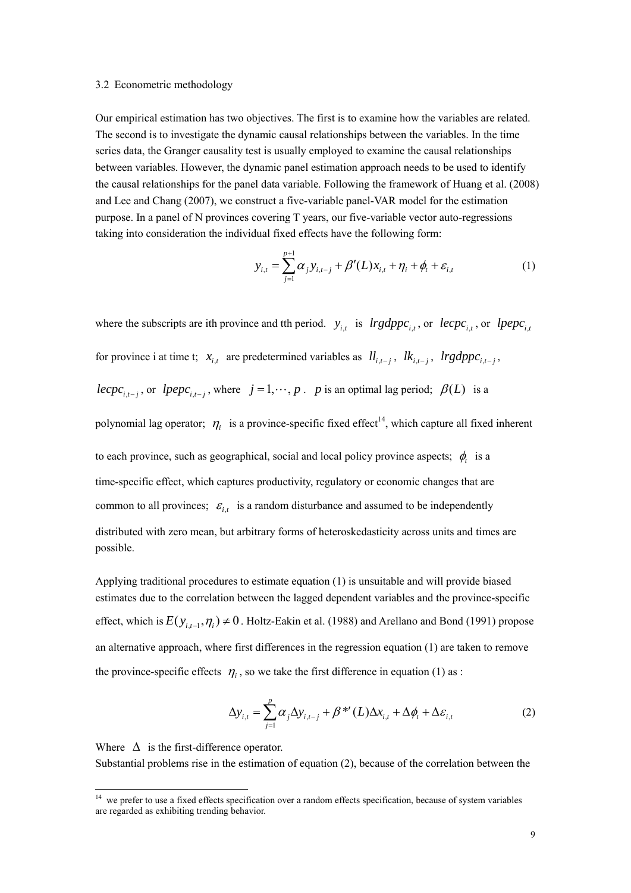### 3.2 Econometric methodology

Our empirical estimation has two objectives. The first is to examine how the variables are related. The second is to investigate the dynamic causal relationships between the variables. In the time series data, the Granger causality test is usually employed to examine the causal relationships between variables. However, the dynamic panel estimation approach needs to be used to identify the causal relationships for the panel data variable. Following the framework of Huang et al. (2008) and Lee and Chang (2007), we construct a five-variable panel-VAR model for the estimation purpose. In a panel of N provinces covering T years, our five-variable vector auto-regressions taking into consideration the individual fixed effects have the following form:

$$y_{i,t} = \sum_{j=1}^{p+1} \alpha_j y_{i,t-j} + \beta'(L)x_{i,t} + \eta_i + \phi_t + \varepsilon_{i,t} \tag{1}$$

where the subscripts are ith province and tth period. $y_{i,t}$ is $lrgdppc_{i,t}$, or $lecpc_{i,t}$, or $lpepc_{i,t}$ for province i at time t; $x_{i,t}$ are predetermined variables as $ll_{i,t-j}$, $lk_{i,t-j}$, $lrgdppc_{i,t-j}$, $lecpc_{i,t-j}$, or $lpepc_{i,t-j}$, where $j = 1, \cdots, p$. $p$ is an optimal lag period; $\beta(L)$ is a polynomial lag operator; $\eta_i$ is a province-specific fixed effect[14], which capture all fixed inherent to each province, such as geographical, social and local policy province aspects; $\phi_t$ is a time-specific effect, which captures productivity, regulatory or economic changes that are common to all provinces; $\varepsilon_{i,t}$ is a random disturbance and assumed to be independently distributed with zero mean, but arbitrary forms of heteroskedasticity across units and times are possible.

Applying traditional procedures to estimate equation (1) is unsuitable and will provide biased estimates due to the correlation between the lagged dependent variables and the province-specific effect, which is $E(y_{i,t-1}, \eta_i) \neq 0$. Holtz-Eakin et al. (1988) and Arellano and Bond (1991) propose an alternative approach, where first differences in the regression equation (1) are taken to remove the province-specific effects $\eta_i$, so we take the first difference in equation (1) as :

$$\Delta y_{i,t} = \sum_{j=1}^{p} \alpha_j \Delta y_{i,t-j} + \beta^{*\prime}(L)\Delta x_{i,t} + \Delta\phi_t + \Delta\varepsilon_{i,t} \tag{2}$$

Where $\Delta$ is the first-difference operator.

Substantial problems rise in the estimation of equation (2), because of the correlation between the

[14] we prefer to use a fixed effects specification over a random effects specification, because of system variables are regarded as exhibiting trending behavior.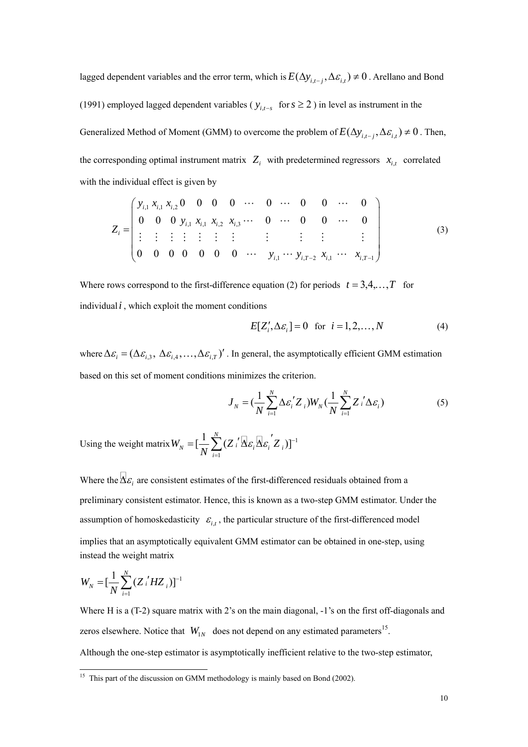lagged dependent variables and the error term, which is $E(\Delta y_{i,t-j}, \Delta\varepsilon_{i,t}) \neq 0$. Arellano and Bond (1991) employed lagged dependent variables ( $y_{i,t-s}$ for $s \geq 2$ ) in level as instrument in the Generalized Method of Moment (GMM) to overcome the problem of $E(\Delta y_{i,t-j}, \Delta\varepsilon_{i,t}) \neq 0$. Then, the corresponding optimal instrument matrix $Z_i$ with predetermined regressors $x_{i,t}$ correlated with the individual effect is given by

$$Z_i = \begin{pmatrix} y_{i,1} & x_{i,1} & x_{i,2} & 0 & 0 & 0 & 0 & \cdots & 0 & \cdots & 0 & 0 & \cdots & 0 \\ 0 & 0 & 0 & y_{i,1} & x_{i,1} & x_{i,2} & x_{i,3} & \cdots & 0 & \cdots & 0 & 0 & \cdots & 0 \\ \vdots & \vdots & \vdots & \vdots & \vdots & \vdots & \vdots & & \vdots & & \vdots & \vdots & & \vdots \\ 0 & 0 & 0 & 0 & 0 & 0 & 0 & \cdots & y_{i,1} & \cdots & y_{i,T-2} & x_{i,1} & \cdots & x_{i,T-1} \end{pmatrix} \tag{3}$$

Where rows correspond to the first-difference equation (2) for periods $t = 3,4,\ldots,T$ for individual $i$, which exploit the moment conditions

$$E[Z_i', \Delta\varepsilon_i] = 0 \quad \text{for} \quad i = 1,2,\ldots,N \tag{4}$$

where $\Delta\varepsilon_i = (\Delta\varepsilon_{i,3},\ \Delta\varepsilon_{i,4},\ldots,\Delta\varepsilon_{i,T})'$. In general, the asymptotically efficient GMM estimation based on this set of moment conditions minimizes the criterion.

$$J_N = \left(\frac{1}{N}\sum_{i=1}^{N}\Delta\varepsilon_i' Z_i\right) W_N \left(\frac{1}{N}\sum_{i=1}^{N} Z_i' \Delta\varepsilon_i\right) \tag{5}$$

Using the weight matrix $W_N = [\frac{1}{N}\sum_{i=1}^{N}(Z_i' \hat{\Delta\varepsilon_i} \hat{\Delta\varepsilon_i}' Z_i)]^{-1}$

Where the $\hat{\Delta\varepsilon_i}$ are consistent estimates of the first-differenced residuals obtained from a preliminary consistent estimator. Hence, this is known as a two-step GMM estimator. Under the assumption of homoskedasticity $\varepsilon_{i,t}$, the particular structure of the first-differenced model implies that an asymptotically equivalent GMM estimator can be obtained in one-step, using instead the weight matrix

$$W_N = [\frac{1}{N}\sum_{i=1}^{N}(Z_i' H Z_i)]^{-1}$$

Where H is a (T-2) square matrix with 2's on the main diagonal, -1's on the first off-diagonals and zeros elsewhere. Notice that $W_{1N}$ does not depend on any estimated parameters[15].

Although the one-step estimator is asymptotically inefficient relative to the two-step estimator,

[15] This part of the discussion on GMM methodology is mainly based on Bond (2002).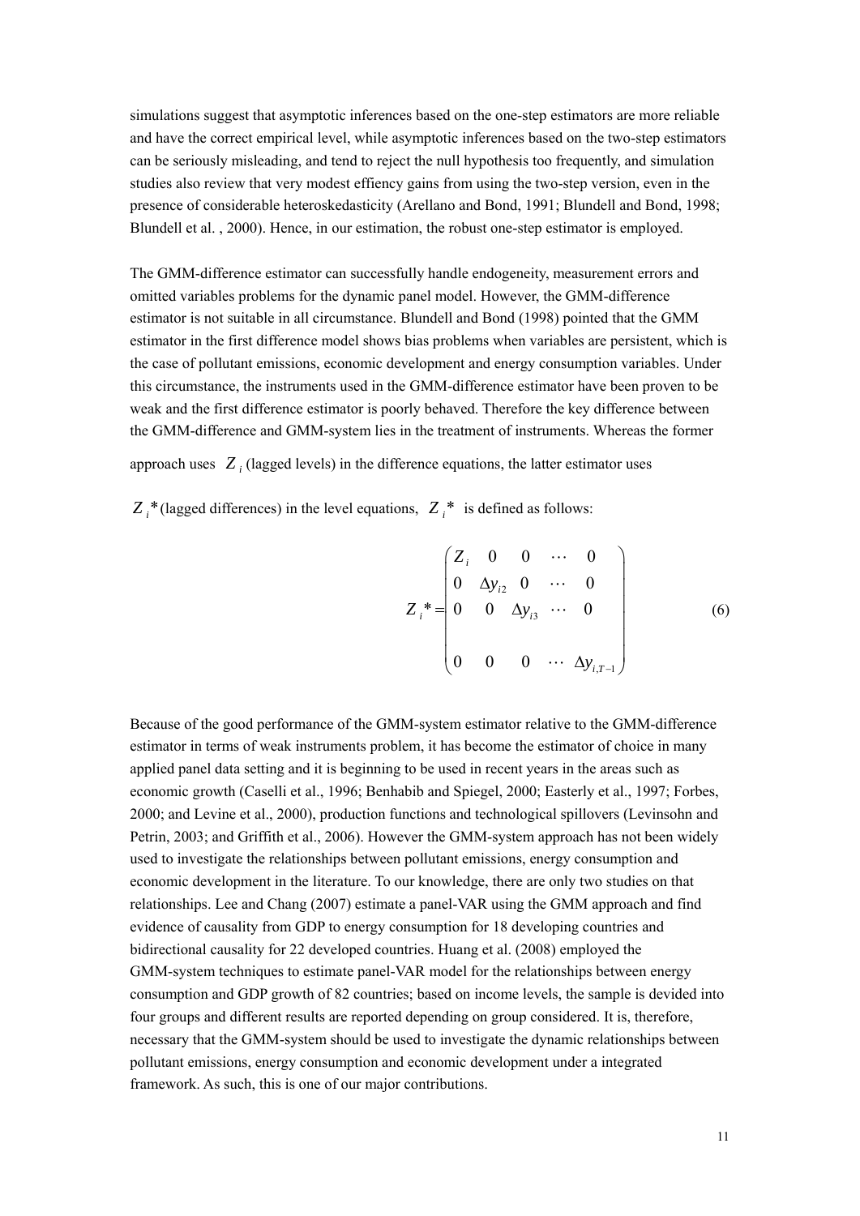simulations suggest that asymptotic inferences based on the one-step estimators are more reliable and have the correct empirical level, while asymptotic inferences based on the two-step estimators can be seriously misleading, and tend to reject the null hypothesis too frequently, and simulation studies also review that very modest effiency gains from using the two-step version, even in the presence of considerable heteroskedasticity (Arellano and Bond, 1991; Blundell and Bond, 1998; Blundell et al. , 2000). Hence, in our estimation, the robust one-step estimator is employed.

The GMM-difference estimator can successfully handle endogeneity, measurement errors and omitted variables problems for the dynamic panel model. However, the GMM-difference estimator is not suitable in all circumstance. Blundell and Bond (1998) pointed that the GMM estimator in the first difference model shows bias problems when variables are persistent, which is the case of pollutant emissions, economic development and energy consumption variables. Under this circumstance, the instruments used in the GMM-difference estimator have been proven to be weak and the first difference estimator is poorly behaved. Therefore the key difference between the GMM-difference and GMM-system lies in the treatment of instruments. Whereas the former approach uses $Z_i$ (lagged levels) in the difference equations, the latter estimator uses $Z_i$* (lagged differences) in the level equations, $Z_i$* is defined as follows:

$$
Z_i^* = \begin{pmatrix} Z_i & 0 & 0 & \cdots & 0 \\ 0 & \Delta y_{i2} & 0 & \cdots & 0 \\ 0 & 0 & \Delta y_{i3} & \cdots & 0 \\ & & & & \\ 0 & 0 & 0 & \cdots & \Delta y_{i,T-1} \end{pmatrix} \tag{6}
$$

Because of the good performance of the GMM-system estimator relative to the GMM-difference estimator in terms of weak instruments problem, it has become the estimator of choice in many applied panel data setting and it is beginning to be used in recent years in the areas such as economic growth (Caselli et al., 1996; Benhabib and Spiegel, 2000; Easterly et al., 1997; Forbes, 2000; and Levine et al., 2000), production functions and technological spillovers (Levinsohn and Petrin, 2003; and Griffith et al., 2006). However the GMM-system approach has not been widely used to investigate the relationships between pollutant emissions, energy consumption and economic development in the literature. To our knowledge, there are only two studies on that relationships. Lee and Chang (2007) estimate a panel-VAR using the GMM approach and find evidence of causality from GDP to energy consumption for 18 developing countries and bidirectional causality for 22 developed countries. Huang et al. (2008) employed the GMM-system techniques to estimate panel-VAR model for the relationships between energy consumption and GDP growth of 82 countries; based on income levels, the sample is devided into four groups and different results are reported depending on group considered. It is, therefore, necessary that the GMM-system should be used to investigate the dynamic relationships between pollutant emissions, energy consumption and economic development under a integrated framework. As such, this is one of our major contributions.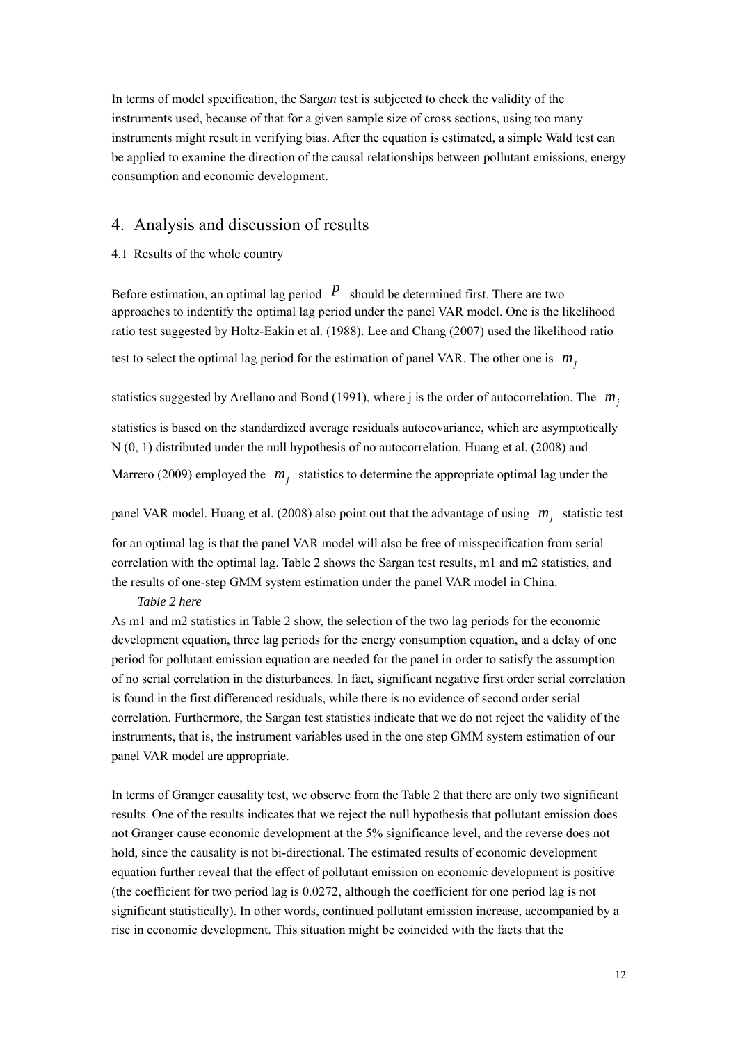In terms of model specification, the Sarg*an* test is subjected to check the validity of the instruments used, because of that for a given sample size of cross sections, using too many instruments might result in verifying bias. After the equation is estimated, a simple Wald test can be applied to examine the direction of the causal relationships between pollutant emissions, energy consumption and economic development.

## 4. Analysis and discussion of results

### 4.1 Results of the whole country

Before estimation, an optimal lag period $p$ should be determined first. There are two approaches to indentify the optimal lag period under the panel VAR model. One is the likelihood ratio test suggested by Holtz-Eakin et al. (1988). Lee and Chang (2007) used the likelihood ratio test to select the optimal lag period for the estimation of panel VAR. The other one is $m_j$ statistics suggested by Arellano and Bond (1991), where j is the order of autocorrelation. The $m_j$ statistics is based on the standardized average residuals autocovariance, which are asymptotically N (0, 1) distributed under the null hypothesis of no autocorrelation. Huang et al. (2008) and Marrero (2009) employed the $m_j$ statistics to determine the appropriate optimal lag under the panel VAR model. Huang et al. (2008) also point out that the advantage of using $m_j$ statistic test for an optimal lag is that the panel VAR model will also be free of misspecification from serial correlation with the optimal lag. Table 2 shows the Sargan test results, m1 and m2 statistics, and the results of one-step GMM system estimation under the panel VAR model in China.

*Table 2 here*

As m1 and m2 statistics in Table 2 show, the selection of the two lag periods for the economic development equation, three lag periods for the energy consumption equation, and a delay of one period for pollutant emission equation are needed for the panel in order to satisfy the assumption of no serial correlation in the disturbances. In fact, significant negative first order serial correlation is found in the first differenced residuals, while there is no evidence of second order serial correlation. Furthermore, the Sargan test statistics indicate that we do not reject the validity of the instruments, that is, the instrument variables used in the one step GMM system estimation of our panel VAR model are appropriate.

In terms of Granger causality test, we observe from the Table 2 that there are only two significant results. One of the results indicates that we reject the null hypothesis that pollutant emission does not Granger cause economic development at the 5% significance level, and the reverse does not hold, since the causality is not bi-directional. The estimated results of economic development equation further reveal that the effect of pollutant emission on economic development is positive (the coefficient for two period lag is 0.0272, although the coefficient for one period lag is not significant statistically). In other words, continued pollutant emission increase, accompanied by a rise in economic development. This situation might be coincided with the facts that the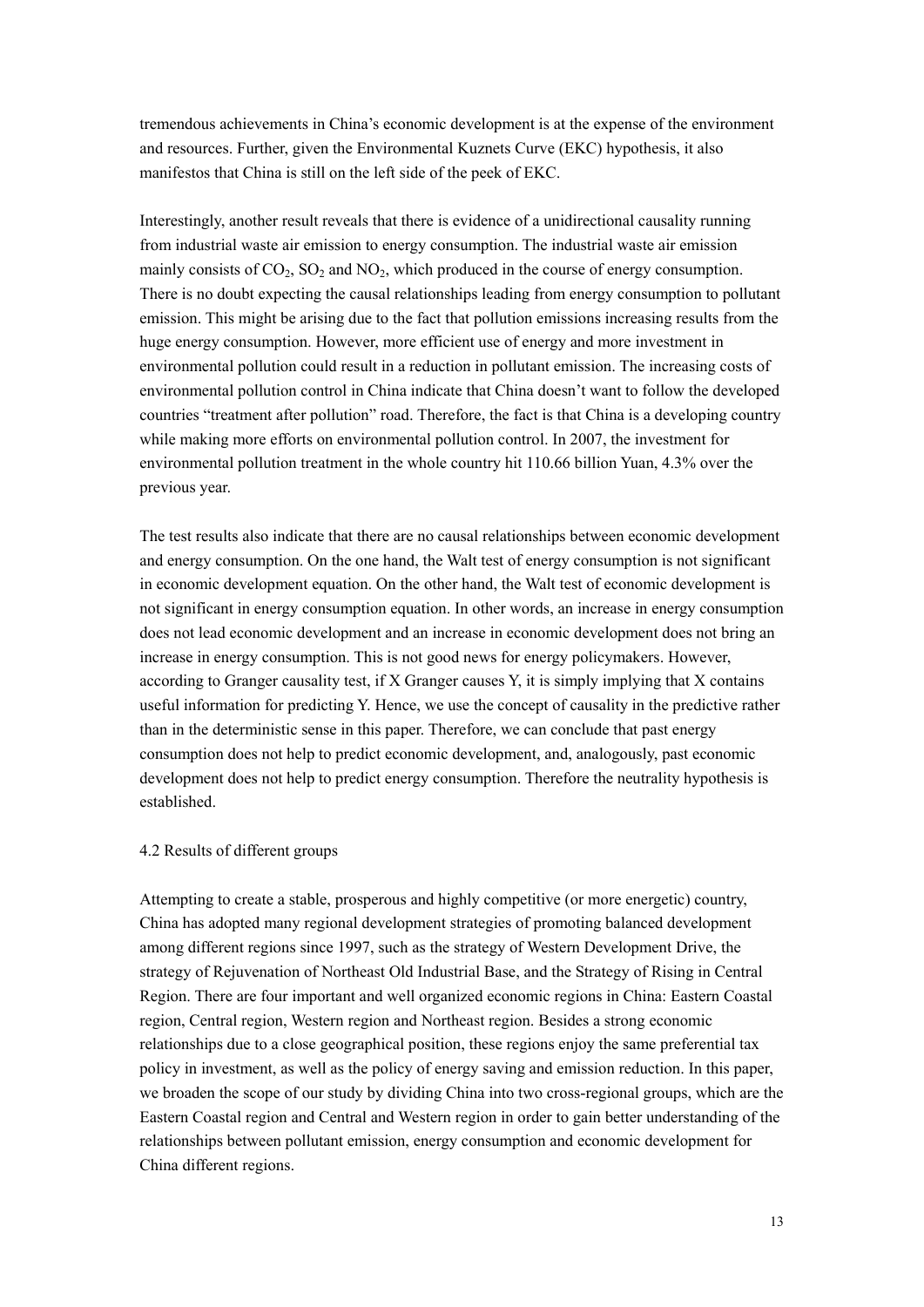tremendous achievements in China's economic development is at the expense of the environment and resources. Further, given the Environmental Kuznets Curve (EKC) hypothesis, it also manifestos that China is still on the left side of the peek of EKC.

Interestingly, another result reveals that there is evidence of a unidirectional causality running from industrial waste air emission to energy consumption. The industrial waste air emission mainly consists of $CO_2$, $SO_2$ and $NO_2$, which produced in the course of energy consumption. There is no doubt expecting the causal relationships leading from energy consumption to pollutant emission. This might be arising due to the fact that pollution emissions increasing results from the huge energy consumption. However, more efficient use of energy and more investment in environmental pollution could result in a reduction in pollutant emission. The increasing costs of environmental pollution control in China indicate that China doesn't want to follow the developed countries "treatment after pollution" road. Therefore, the fact is that China is a developing country while making more efforts on environmental pollution control. In 2007, the investment for environmental pollution treatment in the whole country hit 110.66 billion Yuan, 4.3% over the previous year.

The test results also indicate that there are no causal relationships between economic development and energy consumption. On the one hand, the Walt test of energy consumption is not significant in economic development equation. On the other hand, the Walt test of economic development is not significant in energy consumption equation. In other words, an increase in energy consumption does not lead economic development and an increase in economic development does not bring an increase in energy consumption. This is not good news for energy policymakers. However, according to Granger causality test, if X Granger causes Y, it is simply implying that X contains useful information for predicting Y. Hence, we use the concept of causality in the predictive rather than in the deterministic sense in this paper. Therefore, we can conclude that past energy consumption does not help to predict economic development, and, analogously, past economic development does not help to predict energy consumption. Therefore the neutrality hypothesis is established.

### 4.2 Results of different groups

Attempting to create a stable, prosperous and highly competitive (or more energetic) country, China has adopted many regional development strategies of promoting balanced development among different regions since 1997, such as the strategy of Western Development Drive, the strategy of Rejuvenation of Northeast Old Industrial Base, and the Strategy of Rising in Central Region. There are four important and well organized economic regions in China: Eastern Coastal region, Central region, Western region and Northeast region. Besides a strong economic relationships due to a close geographical position, these regions enjoy the same preferential tax policy in investment, as well as the policy of energy saving and emission reduction. In this paper, we broaden the scope of our study by dividing China into two cross-regional groups, which are the Eastern Coastal region and Central and Western region in order to gain better understanding of the relationships between pollutant emission, energy consumption and economic development for China different regions.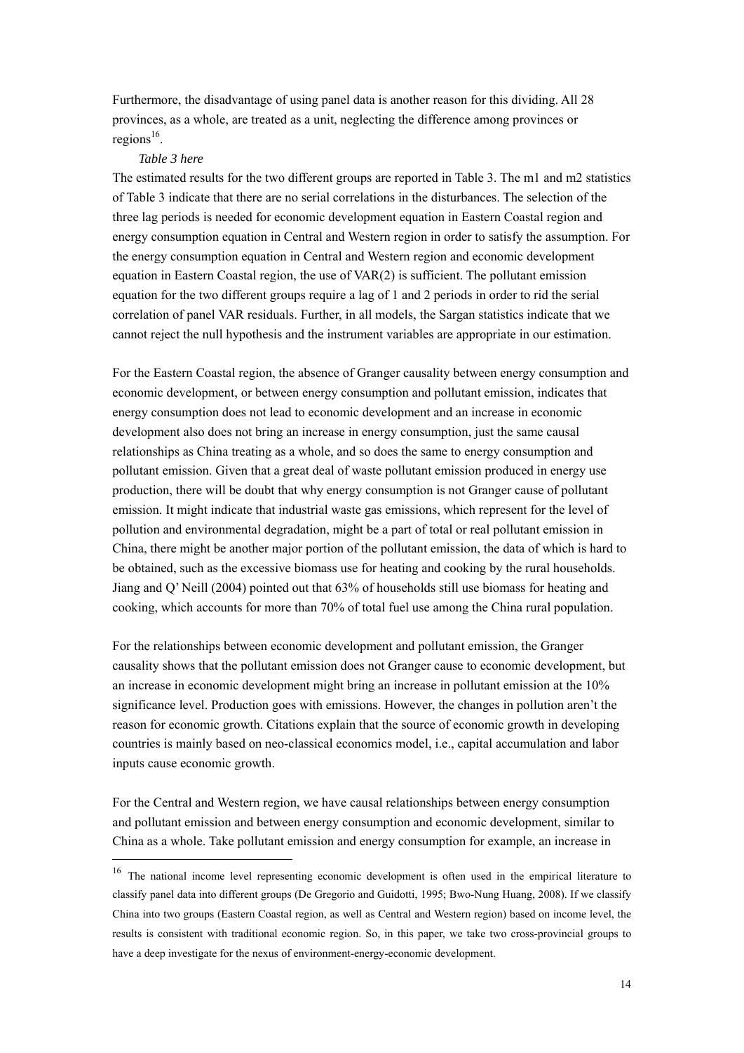Furthermore, the disadvantage of using panel data is another reason for this dividing. All 28 provinces, as a whole, are treated as a unit, neglecting the difference among provinces or regions[16].

*Table 3 here*

The estimated results for the two different groups are reported in Table 3. The m1 and m2 statistics of Table 3 indicate that there are no serial correlations in the disturbances. The selection of the three lag periods is needed for economic development equation in Eastern Coastal region and energy consumption equation in Central and Western region in order to satisfy the assumption. For the energy consumption equation in Central and Western region and economic development equation in Eastern Coastal region, the use of VAR(2) is sufficient. The pollutant emission equation for the two different groups require a lag of 1 and 2 periods in order to rid the serial correlation of panel VAR residuals. Further, in all models, the Sargan statistics indicate that we cannot reject the null hypothesis and the instrument variables are appropriate in our estimation.

For the Eastern Coastal region, the absence of Granger causality between energy consumption and economic development, or between energy consumption and pollutant emission, indicates that energy consumption does not lead to economic development and an increase in economic development also does not bring an increase in energy consumption, just the same causal relationships as China treating as a whole, and so does the same to energy consumption and pollutant emission. Given that a great deal of waste pollutant emission produced in energy use production, there will be doubt that why energy consumption is not Granger cause of pollutant emission. It might indicate that industrial waste gas emissions, which represent for the level of pollution and environmental degradation, might be a part of total or real pollutant emission in China, there might be another major portion of the pollutant emission, the data of which is hard to be obtained, such as the excessive biomass use for heating and cooking by the rural households. Jiang and Q' Neill (2004) pointed out that 63% of households still use biomass for heating and cooking, which accounts for more than 70% of total fuel use among the China rural population.

For the relationships between economic development and pollutant emission, the Granger causality shows that the pollutant emission does not Granger cause to economic development, but an increase in economic development might bring an increase in pollutant emission at the 10% significance level. Production goes with emissions. However, the changes in pollution aren't the reason for economic growth. Citations explain that the source of economic growth in developing countries is mainly based on neo-classical economics model, i.e., capital accumulation and labor inputs cause economic growth.

For the Central and Western region, we have causal relationships between energy consumption and pollutant emission and between energy consumption and economic development, similar to China as a whole. Take pollutant emission and energy consumption for example, an increase in

[16] The national income level representing economic development is often used in the empirical literature to classify panel data into different groups (De Gregorio and Guidotti, 1995; Bwo-Nung Huang, 2008). If we classify China into two groups (Eastern Coastal region, as well as Central and Western region) based on income level, the results is consistent with traditional economic region. So, in this paper, we take two cross-provincial groups to have a deep investigate for the nexus of environment-energy-economic development.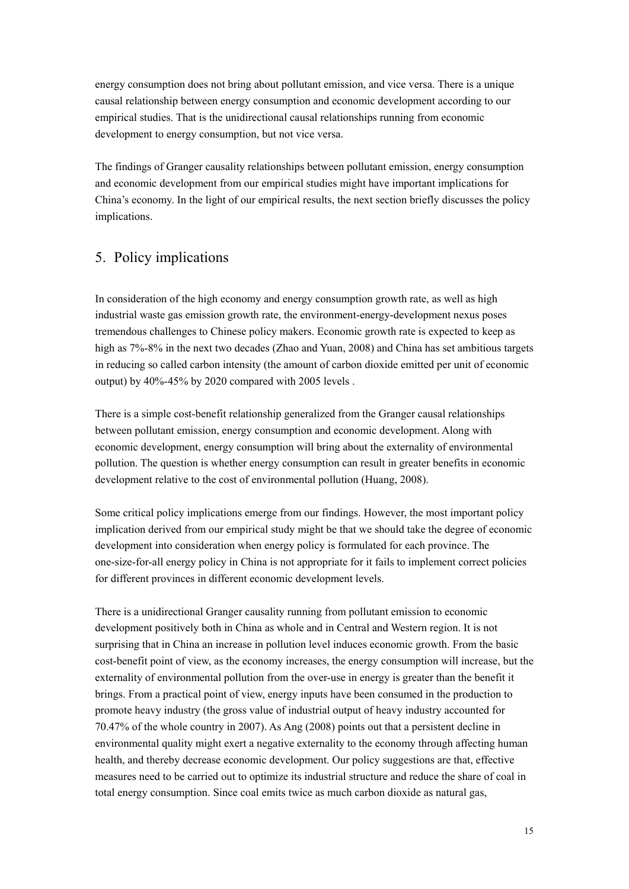energy consumption does not bring about pollutant emission, and vice versa. There is a unique causal relationship between energy consumption and economic development according to our empirical studies. That is the unidirectional causal relationships running from economic development to energy consumption, but not vice versa.

The findings of Granger causality relationships between pollutant emission, energy consumption and economic development from our empirical studies might have important implications for China's economy. In the light of our empirical results, the next section briefly discusses the policy implications.

## 5. Policy implications

In consideration of the high economy and energy consumption growth rate, as well as high industrial waste gas emission growth rate, the environment-energy-development nexus poses tremendous challenges to Chinese policy makers. Economic growth rate is expected to keep as high as 7%-8% in the next two decades (Zhao and Yuan, 2008) and China has set ambitious targets in reducing so called carbon intensity (the amount of carbon dioxide emitted per unit of economic output) by 40%-45% by 2020 compared with 2005 levels .

There is a simple cost-benefit relationship generalized from the Granger causal relationships between pollutant emission, energy consumption and economic development. Along with economic development, energy consumption will bring about the externality of environmental pollution. The question is whether energy consumption can result in greater benefits in economic development relative to the cost of environmental pollution (Huang, 2008).

Some critical policy implications emerge from our findings. However, the most important policy implication derived from our empirical study might be that we should take the degree of economic development into consideration when energy policy is formulated for each province. The one-size-for-all energy policy in China is not appropriate for it fails to implement correct policies for different provinces in different economic development levels.

There is a unidirectional Granger causality running from pollutant emission to economic development positively both in China as whole and in Central and Western region. It is not surprising that in China an increase in pollution level induces economic growth. From the basic cost-benefit point of view, as the economy increases, the energy consumption will increase, but the externality of environmental pollution from the over-use in energy is greater than the benefit it brings. From a practical point of view, energy inputs have been consumed in the production to promote heavy industry (the gross value of industrial output of heavy industry accounted for 70.47% of the whole country in 2007). As Ang (2008) points out that a persistent decline in environmental quality might exert a negative externality to the economy through affecting human health, and thereby decrease economic development. Our policy suggestions are that, effective measures need to be carried out to optimize its industrial structure and reduce the share of coal in total energy consumption. Since coal emits twice as much carbon dioxide as natural gas,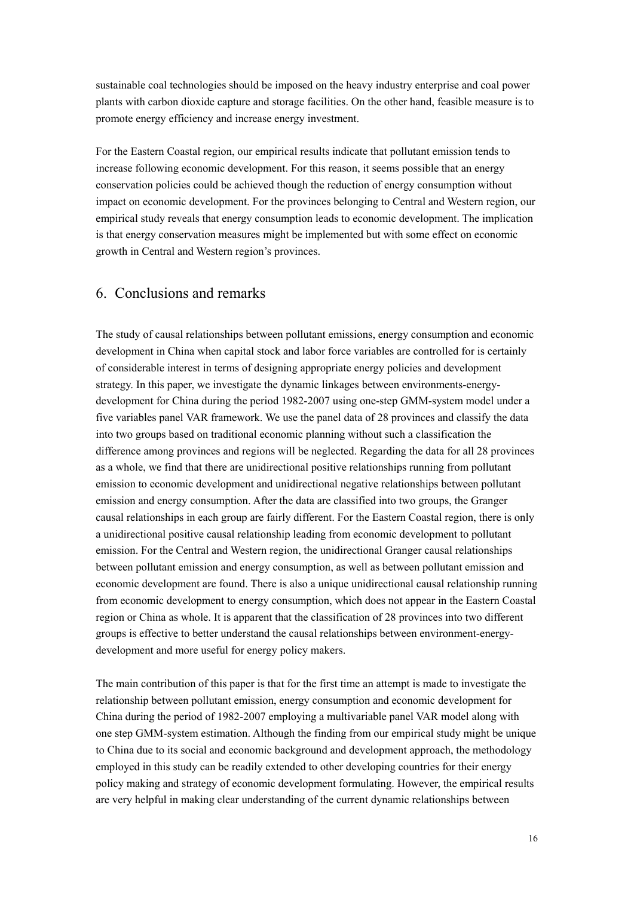sustainable coal technologies should be imposed on the heavy industry enterprise and coal power plants with carbon dioxide capture and storage facilities. On the other hand, feasible measure is to promote energy efficiency and increase energy investment.

For the Eastern Coastal region, our empirical results indicate that pollutant emission tends to increase following economic development. For this reason, it seems possible that an energy conservation policies could be achieved though the reduction of energy consumption without impact on economic development. For the provinces belonging to Central and Western region, our empirical study reveals that energy consumption leads to economic development. The implication is that energy conservation measures might be implemented but with some effect on economic growth in Central and Western region's provinces.

## 6. Conclusions and remarks

The study of causal relationships between pollutant emissions, energy consumption and economic development in China when capital stock and labor force variables are controlled for is certainly of considerable interest in terms of designing appropriate energy policies and development strategy. In this paper, we investigate the dynamic linkages between environments-energy-development for China during the period 1982-2007 using one-step GMM-system model under a five variables panel VAR framework. We use the panel data of 28 provinces and classify the data into two groups based on traditional economic planning without such a classification the difference among provinces and regions will be neglected. Regarding the data for all 28 provinces as a whole, we find that there are unidirectional positive relationships running from pollutant emission to economic development and unidirectional negative relationships between pollutant emission and energy consumption. After the data are classified into two groups, the Granger causal relationships in each group are fairly different. For the Eastern Coastal region, there is only a unidirectional positive causal relationship leading from economic development to pollutant emission. For the Central and Western region, the unidirectional Granger causal relationships between pollutant emission and energy consumption, as well as between pollutant emission and economic development are found. There is also a unique unidirectional causal relationship running from economic development to energy consumption, which does not appear in the Eastern Coastal region or China as whole. It is apparent that the classification of 28 provinces into two different groups is effective to better understand the causal relationships between environment-energy-development and more useful for energy policy makers.

The main contribution of this paper is that for the first time an attempt is made to investigate the relationship between pollutant emission, energy consumption and economic development for China during the period of 1982-2007 employing a multivariable panel VAR model along with one step GMM-system estimation. Although the finding from our empirical study might be unique to China due to its social and economic background and development approach, the methodology employed in this study can be readily extended to other developing countries for their energy policy making and strategy of economic development formulating. However, the empirical results are very helpful in making clear understanding of the current dynamic relationships between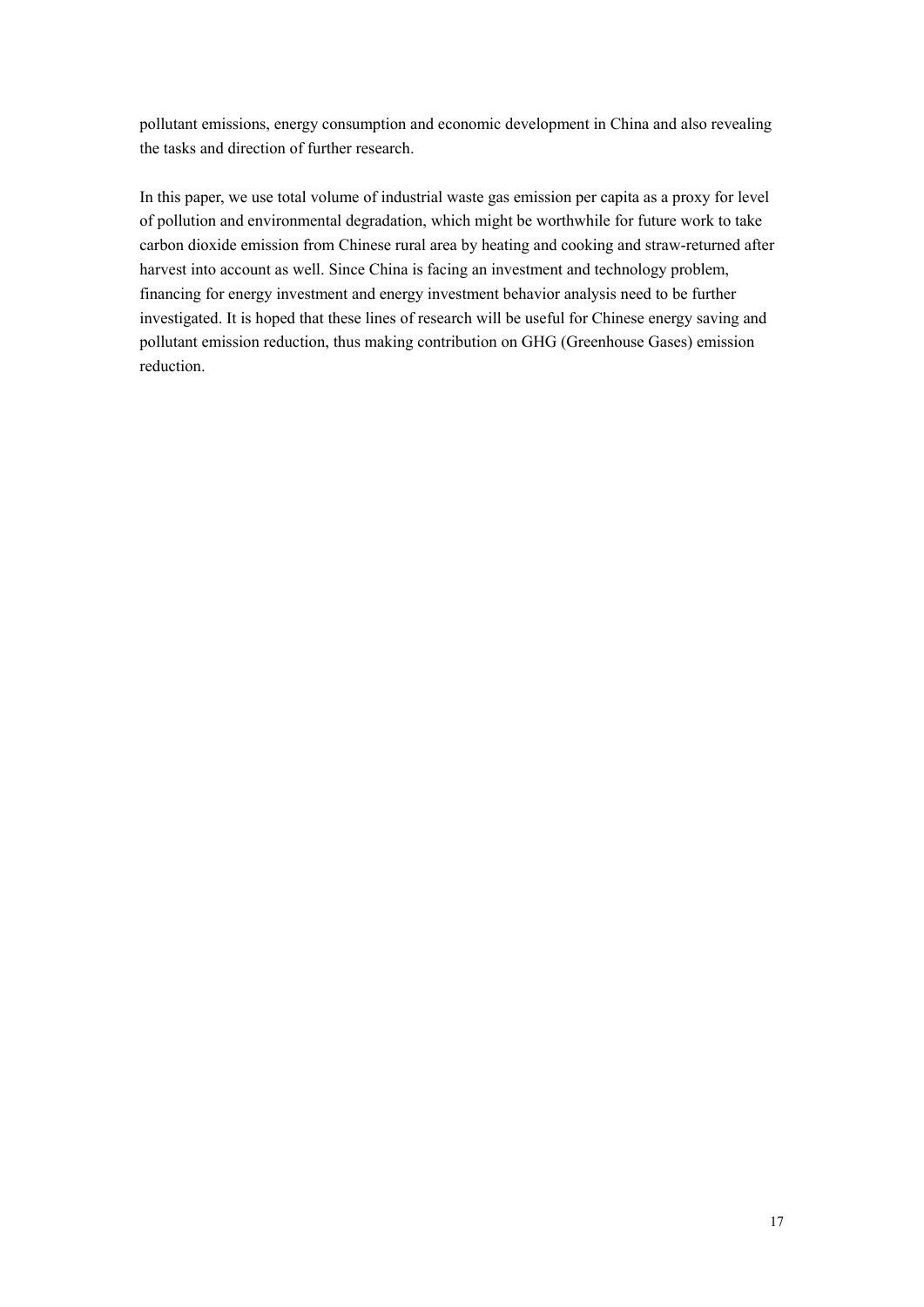pollutant emissions, energy consumption and economic development in China and also revealing the tasks and direction of further research.

In this paper, we use total volume of industrial waste gas emission per capita as a proxy for level of pollution and environmental degradation, which might be worthwhile for future work to take carbon dioxide emission from Chinese rural area by heating and cooking and straw-returned after harvest into account as well. Since China is facing an investment and technology problem, financing for energy investment and energy investment behavior analysis need to be further investigated. It is hoped that these lines of research will be useful for Chinese energy saving and pollutant emission reduction, thus making contribution on GHG (Greenhouse Gases) emission reduction.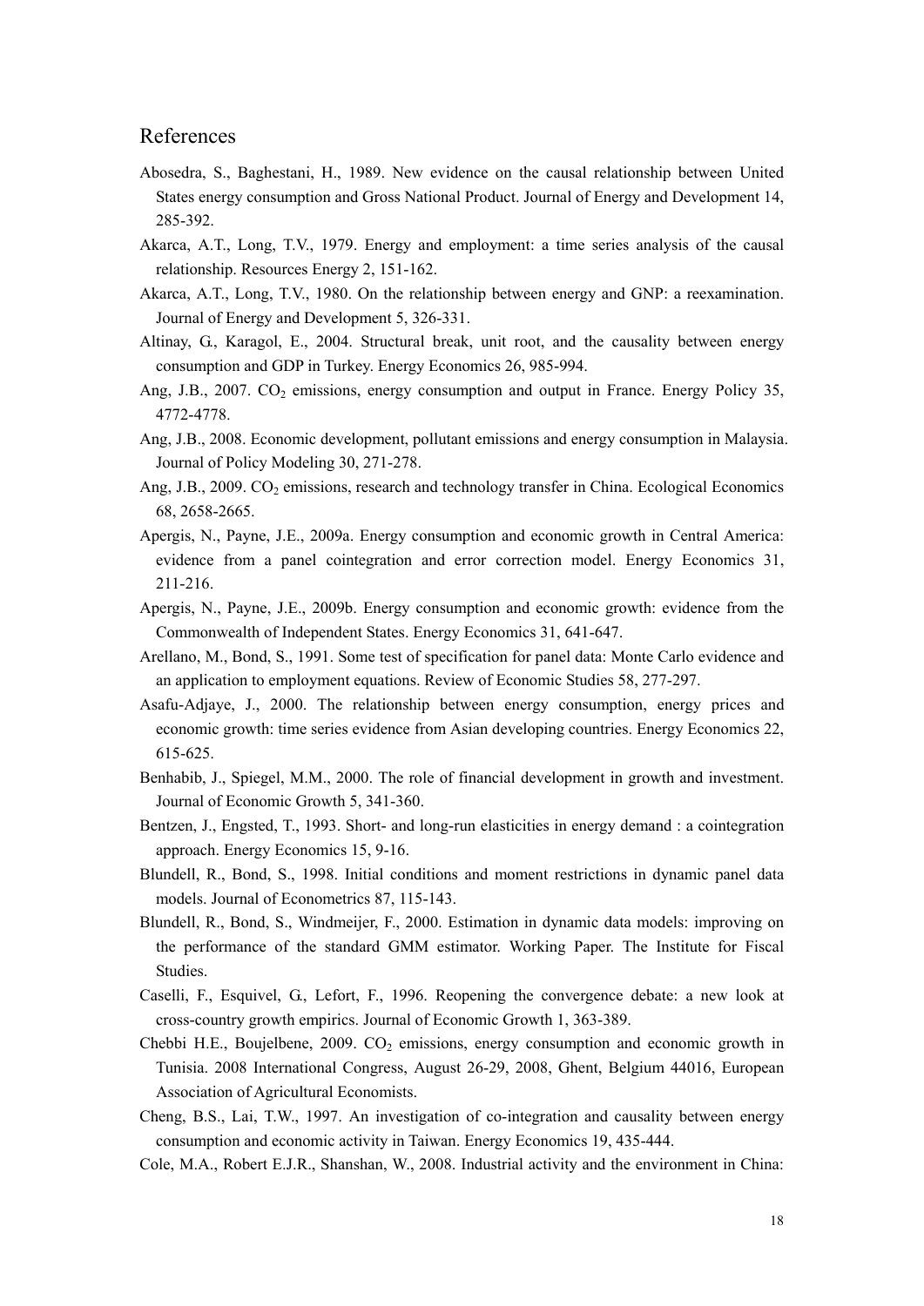## References

Abosedra, S., Baghestani, H., 1989. New evidence on the causal relationship between United States energy consumption and Gross National Product. Journal of Energy and Development 14, 285-392.

Akarca, A.T., Long, T.V., 1979. Energy and employment: a time series analysis of the causal relationship. Resources Energy 2, 151-162.

Akarca, A.T., Long, T.V., 1980. On the relationship between energy and GNP: a reexamination. Journal of Energy and Development 5, 326-331.

Altinay, G., Karagol, E., 2004. Structural break, unit root, and the causality between energy consumption and GDP in Turkey. Energy Economics 26, 985-994.

Ang, J.B., 2007. $CO_2$ emissions, energy consumption and output in France. Energy Policy 35, 4772-4778.

Ang, J.B., 2008. Economic development, pollutant emissions and energy consumption in Malaysia. Journal of Policy Modeling 30, 271-278.

Ang, J.B., 2009. $CO_2$ emissions, research and technology transfer in China. Ecological Economics 68, 2658-2665.

Apergis, N., Payne, J.E., 2009a. Energy consumption and economic growth in Central America: evidence from a panel cointegration and error correction model. Energy Economics 31, 211-216.

Apergis, N., Payne, J.E., 2009b. Energy consumption and economic growth: evidence from the Commonwealth of Independent States. Energy Economics 31, 641-647.

Arellano, M., Bond, S., 1991. Some test of specification for panel data: Monte Carlo evidence and an application to employment equations. Review of Economic Studies 58, 277-297.

Asafu-Adjaye, J., 2000. The relationship between energy consumption, energy prices and economic growth: time series evidence from Asian developing countries. Energy Economics 22, 615-625.

Benhabib, J., Spiegel, M.M., 2000. The role of financial development in growth and investment. Journal of Economic Growth 5, 341-360.

Bentzen, J., Engsted, T., 1993. Short- and long-run elasticities in energy demand : a cointegration approach. Energy Economics 15, 9-16.

Blundell, R., Bond, S., 1998. Initial conditions and moment restrictions in dynamic panel data models. Journal of Econometrics 87, 115-143.

Blundell, R., Bond, S., Windmeijer, F., 2000. Estimation in dynamic data models: improving on the performance of the standard GMM estimator. Working Paper. The Institute for Fiscal Studies.

Caselli, F., Esquivel, G., Lefort, F., 1996. Reopening the convergence debate: a new look at cross-country growth empirics. Journal of Economic Growth 1, 363-389.

Chebbi H.E., Boujelbene, 2009. $CO_2$ emissions, energy consumption and economic growth in Tunisia. 2008 International Congress, August 26-29, 2008, Ghent, Belgium 44016, European Association of Agricultural Economists.

Cheng, B.S., Lai, T.W., 1997. An investigation of co-integration and causality between energy consumption and economic activity in Taiwan. Energy Economics 19, 435-444.

Cole, M.A., Robert E.J.R., Shanshan, W., 2008. Industrial activity and the environment in China: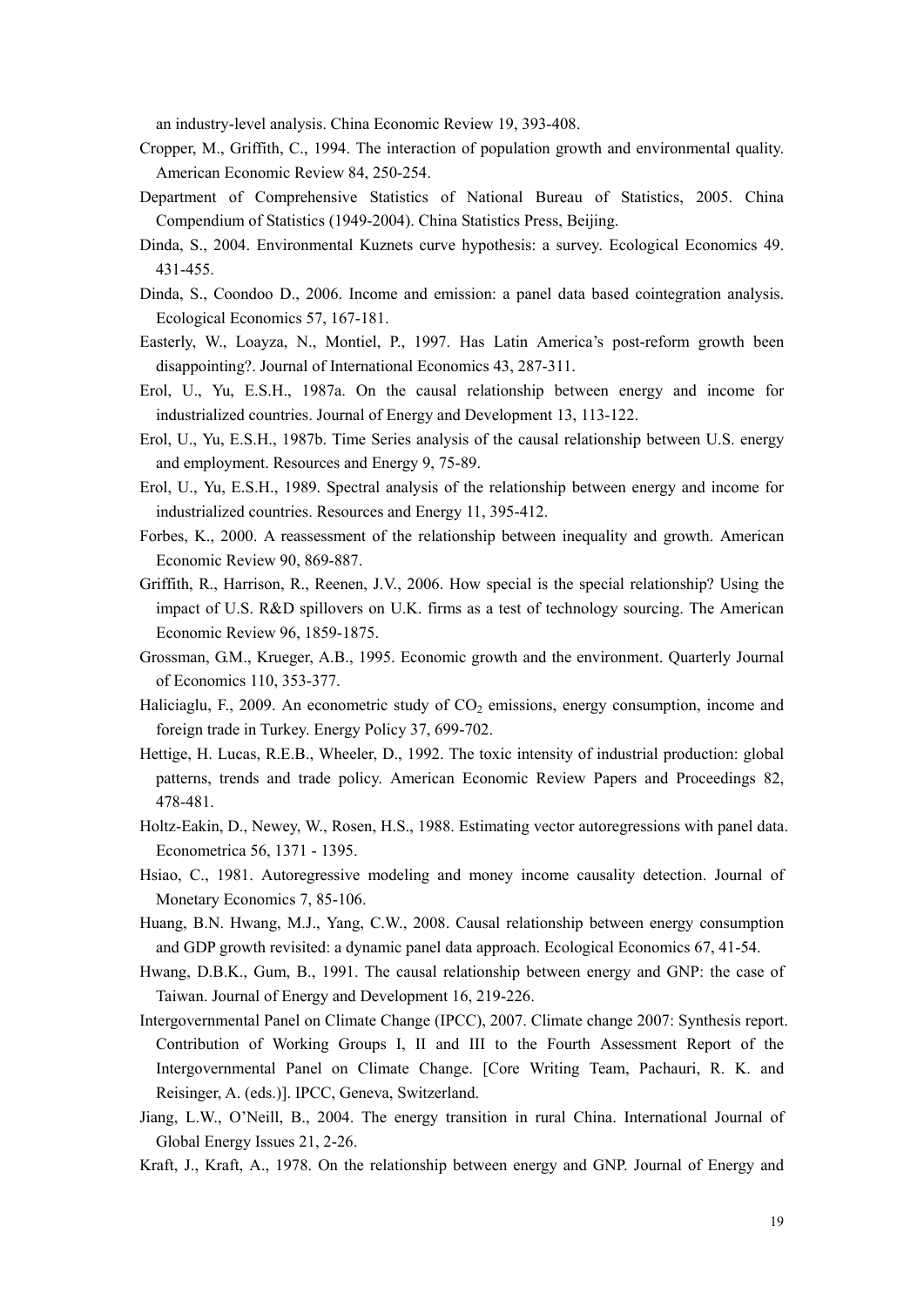an industry-level analysis. China Economic Review 19, 393-408.

Cropper, M., Griffith, C., 1994. The interaction of population growth and environmental quality. American Economic Review 84, 250-254.

Department of Comprehensive Statistics of National Bureau of Statistics, 2005. China Compendium of Statistics (1949-2004). China Statistics Press, Beijing.

Dinda, S., 2004. Environmental Kuznets curve hypothesis: a survey. Ecological Economics 49. 431-455.

Dinda, S., Coondoo D., 2006. Income and emission: a panel data based cointegration analysis. Ecological Economics 57, 167-181.

Easterly, W., Loayza, N., Montiel, P., 1997. Has Latin America's post-reform growth been disappointing?. Journal of International Economics 43, 287-311.

Erol, U., Yu, E.S.H., 1987a. On the causal relationship between energy and income for industrialized countries. Journal of Energy and Development 13, 113-122.

Erol, U., Yu, E.S.H., 1987b. Time Series analysis of the causal relationship between U.S. energy and employment. Resources and Energy 9, 75-89.

Erol, U., Yu, E.S.H., 1989. Spectral analysis of the relationship between energy and income for industrialized countries. Resources and Energy 11, 395-412.

Forbes, K., 2000. A reassessment of the relationship between inequality and growth. American Economic Review 90, 869-887.

Griffith, R., Harrison, R., Reenen, J.V., 2006. How special is the special relationship? Using the impact of U.S. R&D spillovers on U.K. firms as a test of technology sourcing. The American Economic Review 96, 1859-1875.

Grossman, G.M., Krueger, A.B., 1995. Economic growth and the environment. Quarterly Journal of Economics 110, 353-377.

Haliciaglu, F., 2009. An econometric study of $CO_2$ emissions, energy consumption, income and foreign trade in Turkey. Energy Policy 37, 699-702.

Hettige, H. Lucas, R.E.B., Wheeler, D., 1992. The toxic intensity of industrial production: global patterns, trends and trade policy. American Economic Review Papers and Proceedings 82, 478-481.

Holtz-Eakin, D., Newey, W., Rosen, H.S., 1988. Estimating vector autoregressions with panel data. Econometrica 56, 1371 - 1395.

Hsiao, C., 1981. Autoregressive modeling and money income causality detection. Journal of Monetary Economics 7, 85-106.

Huang, B.N. Hwang, M.J., Yang, C.W., 2008. Causal relationship between energy consumption and GDP growth revisited: a dynamic panel data approach. Ecological Economics 67, 41-54.

Hwang, D.B.K., Gum, B., 1991. The causal relationship between energy and GNP: the case of Taiwan. Journal of Energy and Development 16, 219-226.

Intergovernmental Panel on Climate Change (IPCC), 2007. Climate change 2007: Synthesis report. Contribution of Working Groups I, II and III to the Fourth Assessment Report of the Intergovernmental Panel on Climate Change. [Core Writing Team, Pachauri, R. K. and Reisinger, A. (eds.)]. IPCC, Geneva, Switzerland.

Jiang, L.W., O'Neill, B., 2004. The energy transition in rural China. International Journal of Global Energy Issues 21, 2-26.

Kraft, J., Kraft, A., 1978. On the relationship between energy and GNP. Journal of Energy and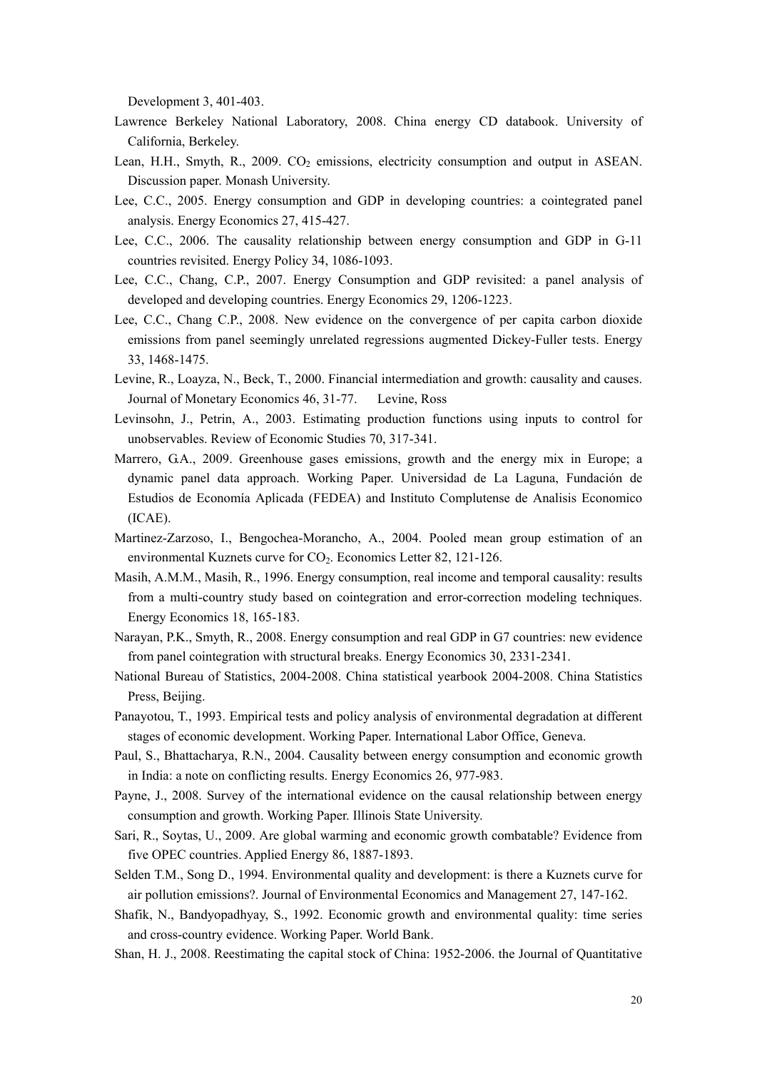Development 3, 401-403.

Lawrence Berkeley National Laboratory, 2008. China energy CD databook. University of California, Berkeley.

Lean, H.H., Smyth, R., 2009. $CO_2$ emissions, electricity consumption and output in ASEAN. Discussion paper. Monash University.

Lee, C.C., 2005. Energy consumption and GDP in developing countries: a cointegrated panel analysis. Energy Economics 27, 415-427.

Lee, C.C., 2006. The causality relationship between energy consumption and GDP in G-11 countries revisited. Energy Policy 34, 1086-1093.

Lee, C.C., Chang, C.P., 2007. Energy Consumption and GDP revisited: a panel analysis of developed and developing countries. Energy Economics 29, 1206-1223.

Lee, C.C., Chang C.P., 2008. New evidence on the convergence of per capita carbon dioxide emissions from panel seemingly unrelated regressions augmented Dickey-Fuller tests. Energy 33, 1468-1475.

Levine, R., Loayza, N., Beck, T., 2000. Financial intermediation and growth: causality and causes. Journal of Monetary Economics 46, 31-77. Levine, Ross

Levinsohn, J., Petrin, A., 2003. Estimating production functions using inputs to control for unobservables. Review of Economic Studies 70, 317-341.

Marrero, G.A., 2009. Greenhouse gases emissions, growth and the energy mix in Europe; a dynamic panel data approach. Working Paper. Universidad de La Laguna, Fundación de Estudios de Economía Aplicada (FEDEA) and Instituto Complutense de Analisis Economico (ICAE).

Martinez-Zarzoso, I., Bengochea-Morancho, A., 2004. Pooled mean group estimation of an environmental Kuznets curve for $CO_2$. Economics Letter 82, 121-126.

Masih, A.M.M., Masih, R., 1996. Energy consumption, real income and temporal causality: results from a multi-country study based on cointegration and error-correction modeling techniques. Energy Economics 18, 165-183.

Narayan, P.K., Smyth, R., 2008. Energy consumption and real GDP in G7 countries: new evidence from panel cointegration with structural breaks. Energy Economics 30, 2331-2341.

National Bureau of Statistics, 2004-2008. China statistical yearbook 2004-2008. China Statistics Press, Beijing.

Panayotou, T., 1993. Empirical tests and policy analysis of environmental degradation at different stages of economic development. Working Paper. International Labor Office, Geneva.

Paul, S., Bhattacharya, R.N., 2004. Causality between energy consumption and economic growth in India: a note on conflicting results. Energy Economics 26, 977-983.

Payne, J., 2008. Survey of the international evidence on the causal relationship between energy consumption and growth. Working Paper. Illinois State University.

Sari, R., Soytas, U., 2009. Are global warming and economic growth combatable? Evidence from five OPEC countries. Applied Energy 86, 1887-1893.

Selden T.M., Song D., 1994. Environmental quality and development: is there a Kuznets curve for air pollution emissions?. Journal of Environmental Economics and Management 27, 147-162.

Shafik, N., Bandyopadhyay, S., 1992. Economic growth and environmental quality: time series and cross-country evidence. Working Paper. World Bank.

Shan, H. J., 2008. Reestimating the capital stock of China: 1952-2006. the Journal of Quantitative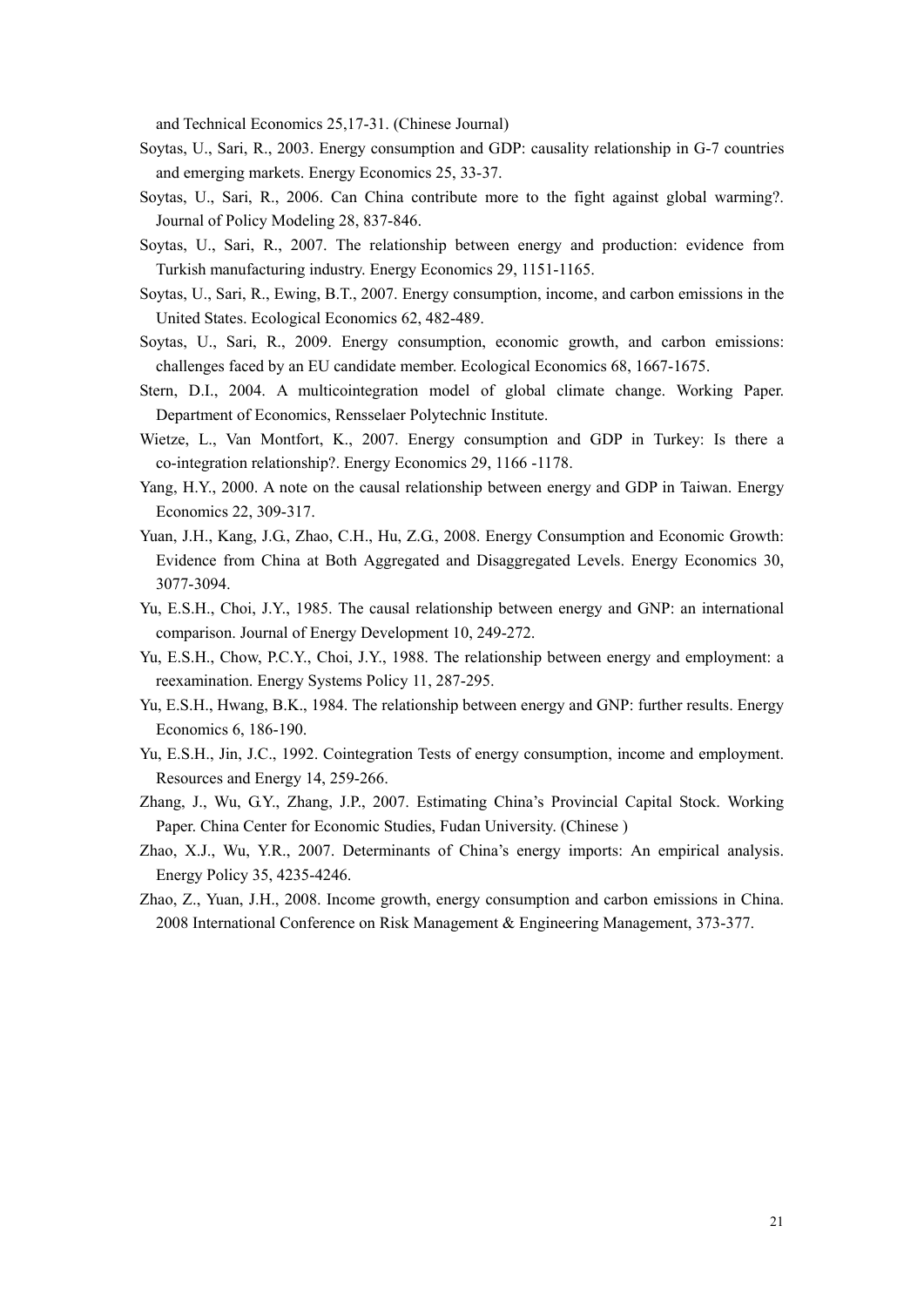and Technical Economics 25,17-31. (Chinese Journal)

Soytas, U., Sari, R., 2003. Energy consumption and GDP: causality relationship in G-7 countries and emerging markets. Energy Economics 25, 33-37.

Soytas, U., Sari, R., 2006. Can China contribute more to the fight against global warming?. Journal of Policy Modeling 28, 837-846.

Soytas, U., Sari, R., 2007. The relationship between energy and production: evidence from Turkish manufacturing industry. Energy Economics 29, 1151-1165.

Soytas, U., Sari, R., Ewing, B.T., 2007. Energy consumption, income, and carbon emissions in the United States. Ecological Economics 62, 482-489.

Soytas, U., Sari, R., 2009. Energy consumption, economic growth, and carbon emissions: challenges faced by an EU candidate member. Ecological Economics 68, 1667-1675.

Stern, D.I., 2004. A multicointegration model of global climate change. Working Paper. Department of Economics, Rensselaer Polytechnic Institute.

Wietze, L., Van Montfort, K., 2007. Energy consumption and GDP in Turkey: Is there a co-integration relationship?. Energy Economics 29, 1166 -1178.

Yang, H.Y., 2000. A note on the causal relationship between energy and GDP in Taiwan. Energy Economics 22, 309-317.

Yuan, J.H., Kang, J.G., Zhao, C.H., Hu, Z.G., 2008. Energy Consumption and Economic Growth: Evidence from China at Both Aggregated and Disaggregated Levels. Energy Economics 30, 3077-3094.

Yu, E.S.H., Choi, J.Y., 1985. The causal relationship between energy and GNP: an international comparison. Journal of Energy Development 10, 249-272.

Yu, E.S.H., Chow, P.C.Y., Choi, J.Y., 1988. The relationship between energy and employment: a reexamination. Energy Systems Policy 11, 287-295.

Yu, E.S.H., Hwang, B.K., 1984. The relationship between energy and GNP: further results. Energy Economics 6, 186-190.

Yu, E.S.H., Jin, J.C., 1992. Cointegration Tests of energy consumption, income and employment. Resources and Energy 14, 259-266.

Zhang, J., Wu, G.Y., Zhang, J.P., 2007. Estimating China's Provincial Capital Stock. Working Paper. China Center for Economic Studies, Fudan University. (Chinese )

Zhao, X.J., Wu, Y.R., 2007. Determinants of China's energy imports: An empirical analysis. Energy Policy 35, 4235-4246.

Zhao, Z., Yuan, J.H., 2008. Income growth, energy consumption and carbon emissions in China. 2008 International Conference on Risk Management & Engineering Management, 373-377.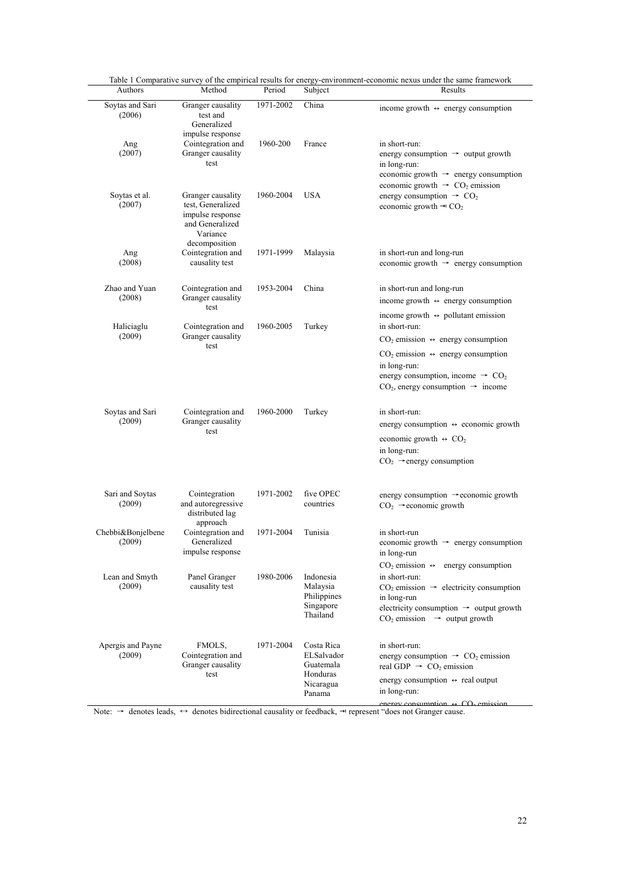Table 1 Comparative survey of the empirical results for energy-environment-economic nexus under the same framework

| Authors | Method | Period | Subject | Results |
|---|---|---|---|---|
| Soytas and Sari (2006) | Granger causality test and Generalized impulse response | 1971-2002 | China | income growth ↔ energy consumption |
| Ang (2007) | Cointegration and Granger causality test | 1960-200 | France | in short-run: energy consumption → output growth in long-run: economic growth → energy consumption economic growth → $CO_2$ emission |
| Soytas et al. (2007) | Granger causality test, Generalized impulse response and Generalized Variance decomposition | 1960-2004 | USA | energy consumption → $CO_2$ economic growth ⇸ $CO_2$ |
| Ang (2008) | Cointegration and causality test | 1971-1999 | Malaysia | in short-run and long-run economic growth → energy consumption |
| Zhao and Yuan (2008) | Cointegration and Granger causality test | 1953-2004 | China | in short-run and long-run income growth ↔ energy consumption income growth ↔ pollutant emission |
| Haliciaglu (2009) | Cointegration and Granger causality test | 1960-2005 | Turkey | in short-run: $CO_2$ emission ↔ energy consumption $CO_2$ emission ↔ energy consumption in long-run: energy consumption, income → $CO_2$ $CO_2$, energy consumption → income |
| Soytas and Sari (2009) | Cointegration and Granger causality test | 1960-2000 | Turkey | in short-run: energy consumption ↔ economic growth economic growth ↔ $CO_2$ in long-run: $CO_2$ →energy consumption |
| Sari and Soytas (2009) | Cointegration and autoregressive distributed lag approach | 1971-2002 | five OPEC countries | energy consumption →economic growth $CO_2$ →economic growth |
| Chebbi&Bonjelbene (2009) | Cointegration and Generalized impulse response | 1971-2004 | Tunisia | in short-run economic growth → energy consumption in long-run $CO_2$ emission ↔ energy consumption |
| Lean and Smyth (2009) | Panel Granger causality test | 1980-2006 | Indonesia Malaysia Philippines Singapore Thailand | in short-run: $CO_2$ emission → electricity consumption in long-run electricity consumption → output growth $CO_2$ emission → output growth |
| Apergis and Payne (2009) | FMOLS, Cointegration and Granger causality test | 1971-2004 | Costa Rica ELSalvador Guatemala Honduras Nicaragua Panama | in short-run: energy consumption → $CO_2$ emission real GDP → $CO_2$ emission energy consumption ↔ real output in long-run: energy consumption ↔ $CO_2$ emission |

Note: → denotes leads, ↔ denotes bidirectional causality or feedback, ⇸ represent "does not Granger cause.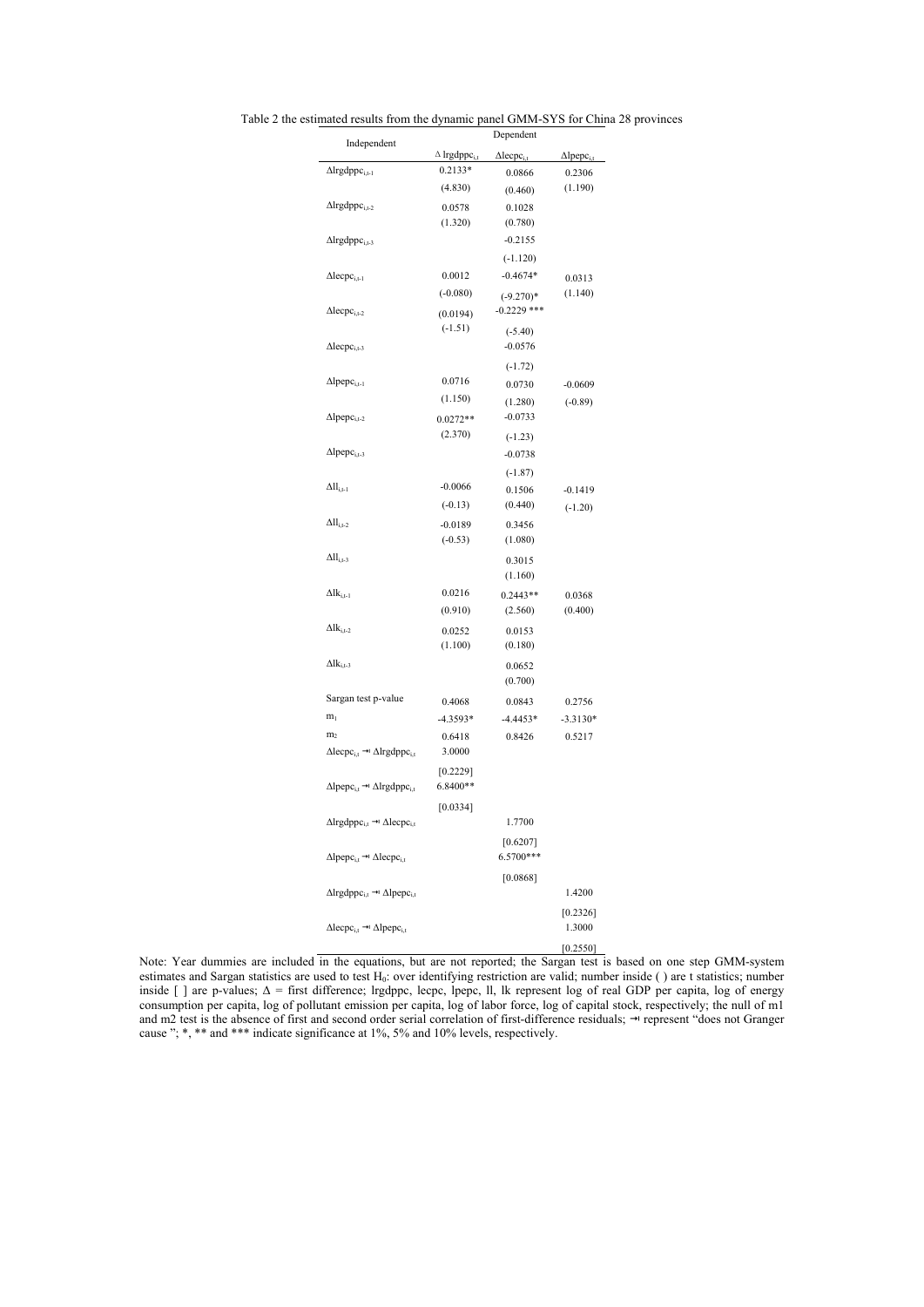Table 2 the estimated results from the dynamic panel GMM-SYS for China 28 provinces

| Independent | Dependent | | |
|---|---|---|---|
| | $\Delta$ lrgdppc$_{i,t}$ | $\Delta$lecpc$_{i,t}$ | $\Delta$lpepc$_{i,t}$ |
| $\Delta$lrgdppc$_{i,t-1}$ | 0.2133* | 0.0866 | 0.2306 |
| | (4.830) | (0.460) | (1.190) |
| $\Delta$lrgdppc$_{i,t-2}$ | 0.0578 | 0.1028 | |
| | (1.320) | (0.780) | |
| $\Delta$lrgdppc$_{i,t-3}$ | | -0.2155 | |
| | | (-1.120) | |
| $\Delta$lecpc$_{i,t-1}$ | 0.0012 | -0.4674* | 0.0313 |
| | (-0.080) | (-9.270)* | (1.140) |
| $\Delta$lecpc$_{i,t-2}$ | (0.0194) | -0.2229 *** | |
| | (-1.51) | (-5.40) | |
| $\Delta$lecpc$_{i,t-3}$ | | -0.0576 | |
| | | (-1.72) | |
| $\Delta$lpepc$_{i,t-1}$ | 0.0716 | 0.0730 | -0.0609 |
| | (1.150) | (1.280) | (-0.89) |
| $\Delta$lpepc$_{i,t-2}$ | 0.0272** | -0.0733 | |
| | (2.370) | (-1.23) | |
| $\Delta$lpepc$_{i,t-3}$ | | -0.0738 | |
| | | (-1.87) | |
| $\Delta$ll$_{i,t-1}$ | -0.0066 | 0.1506 | -0.1419 |
| | (-0.13) | (0.440) | (-1.20) |
| $\Delta$ll$_{i,t-2}$ | -0.0189 | 0.3456 | |
| | (-0.53) | (1.080) | |
| $\Delta$ll$_{i,t-3}$ | | 0.3015 | |
| | | (1.160) | |
| $\Delta$lk$_{i,t-1}$ | 0.0216 | 0.2443** | 0.0368 |
| | (0.910) | (2.560) | (0.400) |
| $\Delta$lk$_{i,t-2}$ | 0.0252 | 0.0153 | |
| | (1.100) | (0.180) | |
| $\Delta$lk$_{i,t-3}$ | | 0.0652 | |
| | | (0.700) | |
| Sargan test p-value | 0.4068 | 0.0843 | 0.2756 |
| m$_1$ | -4.3593* | -4.4453* | -3.3130* |
| m$_2$ | 0.6418 | 0.8426 | 0.5217 |
| $\Delta$lecpc$_{i,t}$ ⇸ $\Delta$lrgdppc$_{i,t}$ | 3.0000 | | |
| | [0.2229] | | |
| $\Delta$lpepc$_{i,t}$ ⇸ $\Delta$lrgdppc$_{i,t}$ | 6.8400** | | |
| | [0.0334] | | |
| $\Delta$lrgdppc$_{i,t}$ ⇸ $\Delta$lecpc$_{i,t}$ | | 1.7700 | |
| | | [0.6207] | |
| $\Delta$lpepc$_{i,t}$ ⇸ $\Delta$lecpc$_{i,t}$ | | 6.5700*** | |
| | | [0.0868] | |
| $\Delta$lrgdppc$_{i,t}$ ⇸ $\Delta$lpepc$_{i,t}$ | | | 1.4200 |
| | | | [0.2326] |
| $\Delta$lecpc$_{i,t}$ ⇸ $\Delta$lpepc$_{i,t}$ | | | 1.3000 |
| | | | [0.2550] |

Note: Year dummies are included in the equations, but are not reported; the Sargan test is based on one step GMM-system estimates and Sargan statistics are used to test $H_0$: over identifying restriction are valid; number inside ( ) are t statistics; number inside [ ] are p-values; $\Delta$ = first difference; lrgdppc, lecpc, lpepc, ll, lk represent log of real GDP per capita, log of energy consumption per capita, log of pollutant emission per capita, log of labor force, log of capital stock, respectively; the null of m1 and m2 test is the absence of first and second order serial correlation of first-difference residuals; ⇸ represent "does not Granger cause "; *, ** and *** indicate significance at 1%, 5% and 10% levels, respectively.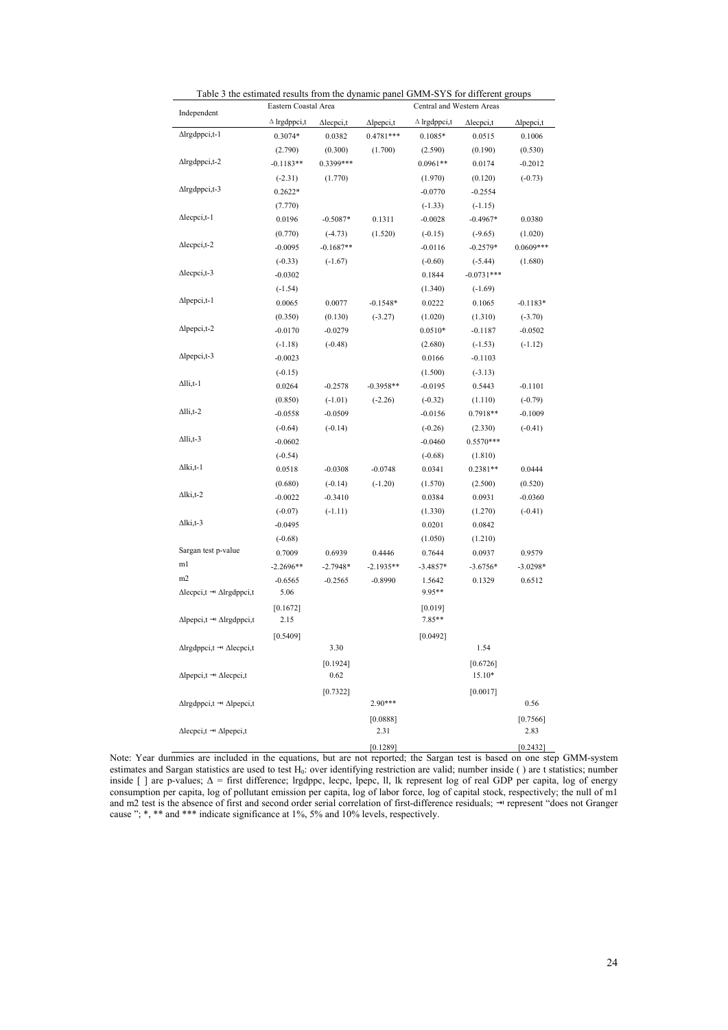Table 3 the estimated results from the dynamic panel GMM-SYS for different groups

| Independent | Eastern Coastal Area | | | Central and Western Areas | | |
|---|---|---|---|---|---|---|
| | Δ lrgdppci,t | Δlecpci,t | Δlpepci,t | Δ lrgdppci,t | Δlecpci,t | Δlpepci,t |
| Δlrgdppci,t-1 | 0.3074* | 0.0382 | 0.4781*** | 0.1085* | 0.0515 | 0.1006 |
| | (2.790) | (0.300) | (1.700) | (2.590) | (0.190) | (0.530) |
| Δlrgdppci,t-2 | -0.1183** | 0.3399*** | | 0.0961** | 0.0174 | -0.2012 |
| | (-2.31) | (1.770) | | (1.970) | (0.120) | (-0.73) |
| Δlrgdppci,t-3 | 0.2622* | | | -0.0770 | -0.2554 | |
| | (7.770) | | | (-1.33) | (-1.15) | |
| Δlecpci,t-1 | 0.0196 | -0.5087* | 0.1311 | -0.0028 | -0.4967* | 0.0380 |
| | (0.770) | (-4.73) | (1.520) | (-0.15) | (-9.65) | (1.020) |
| Δlecpci,t-2 | -0.0095 | -0.1687** | | -0.0116 | -0.2579* | 0.0609*** |
| | (-0.33) | (-1.67) | | (-0.60) | (-5.44) | (1.680) |
| Δlecpci,t-3 | -0.0302 | | | 0.1844 | -0.0731*** | |
| | (-1.54) | | | (1.340) | (-1.69) | |
| Δlpepci,t-1 | 0.0065 | 0.0077 | -0.1548* | 0.0222 | 0.1065 | -0.1183* |
| | (0.350) | (0.130) | (-3.27) | (1.020) | (1.310) | (-3.70) |
| Δlpepci,t-2 | -0.0170 | -0.0279 | | 0.0510* | -0.1187 | -0.0502 |
| | (-1.18) | (-0.48) | | (2.680) | (-1.53) | (-1.12) |
| Δlpepci,t-3 | -0.0023 | | | 0.0166 | -0.1103 | |
| | (-0.15) | | | (1.500) | (-3.13) | |
| Δlli,t-1 | 0.0264 | -0.2578 | -0.3958** | -0.0195 | 0.5443 | -0.1101 |
| | (0.850) | (-1.01) | (-2.26) | (-0.32) | (1.110) | (-0.79) |
| Δlli,t-2 | -0.0558 | -0.0509 | | -0.0156 | 0.7918** | -0.1009 |
| | (-0.64) | (-0.14) | | (-0.26) | (2.330) | (-0.41) |
| Δlli,t-3 | -0.0602 | | | -0.0460 | 0.5570*** | |
| | (-0.54) | | | (-0.68) | (1.810) | |
| Δlki,t-1 | 0.0518 | -0.0308 | -0.0748 | 0.0341 | 0.2381** | 0.0444 |
| | (0.680) | (-0.14) | (-1.20) | (1.570) | (2.500) | (0.520) |
| Δlki,t-2 | -0.0022 | -0.3410 | | 0.0384 | 0.0931 | -0.0360 |
| | (-0.07) | (-1.11) | | (1.330) | (1.270) | (-0.41) |
| Δlki,t-3 | -0.0495 | | | 0.0201 | 0.0842 | |
| | (-0.68) | | | (1.050) | (1.210) | |
| Sargan test p-value | 0.7009 | 0.6939 | 0.4446 | 0.7644 | 0.0937 | 0.9579 |
| m1 | -2.2696** | -2.7948* | -2.1935** | -3.4857* | -3.6756* | -3.0298* |
| m2 | -0.6565 | -0.2565 | -0.8990 | 1.5642 | 0.1329 | 0.6512 |
| Δlecpci,t ⇥ Δlrgdppci,t | 5.06 | | | 9.95** | | |
| | [0.1672] | | | [0.019] | | |
| Δlpepci,t ⇥ Δlrgdppci,t | 2.15 | | | 7.85** | | |
| | [0.5409] | | | [0.0492] | | |
| Δlrgdppci,t ⇥ Δlecpci,t | | 3.30 | | | 1.54 | |
| | | [0.1924] | | | [0.6726] | |
| Δlpepci,t ⇥ Δlecpci,t | | 0.62 | | | 15.10* | |
| | | [0.7322] | | | [0.0017] | |
| Δlrgdppci,t ⇥ Δlpepci,t | | | 2.90*** | | | 0.56 |
| | | | [0.0888] | | | [0.7566] |
| Δlecpci,t ⇥ Δlpepci,t | | | 2.31 | | | 2.83 |
| | | | [0.1289] | | | [0.2432] |

Note: Year dummies are included in the equations, but are not reported; the Sargan test is based on one step GMM-system estimates and Sargan statistics are used to test $H_0$: over identifying restriction are valid; number inside ( ) are t statistics; number inside [ ] are p-values; Δ = first difference; lrgdppc, lecpc, lpepc, ll, lk represent log of real GDP per capita, log of energy consumption per capita, log of pollutant emission per capita, log of labor force, log of capital stock, respectively; the null of m1 and m2 test is the absence of first and second order serial correlation of first-difference residuals; ⇥ represent "does not Granger cause "; *, ** and *** indicate significance at 1%, 5% and 10% levels, respectively.